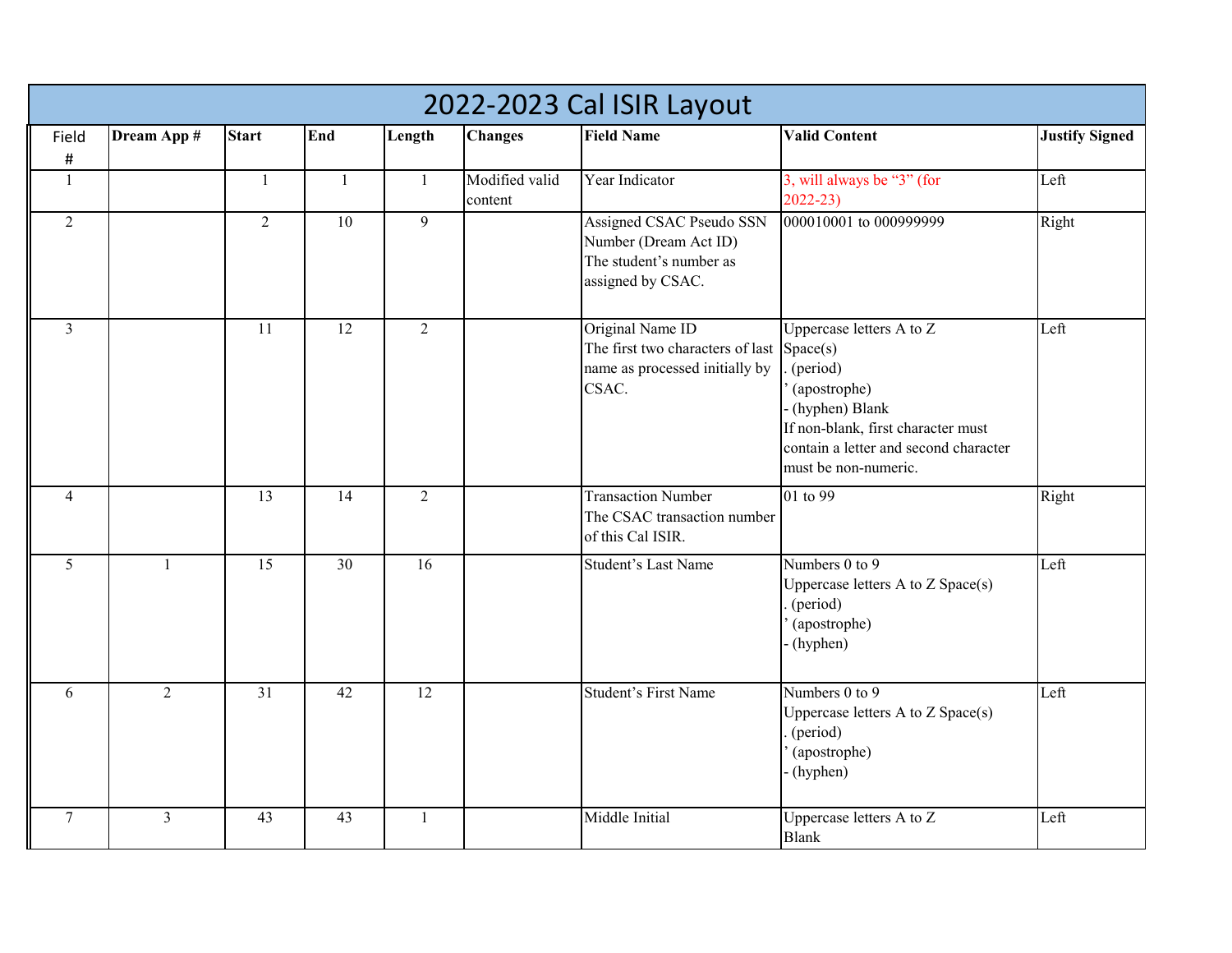# 2022-2023 Cal ISIR Layout

| Field # | Dream App # | Start | End | Length | Changes | Field Name | Valid Content | Justify Signed |
|---|---|---|---|---|---|---|---|---|
| 1 | | 1 | 1 | 1 | Modified valid content | Year Indicator | 3, will always be "3" (for 2022-23) | Left |
| 2 | | 2 | 10 | 9 | | Assigned CSAC Pseudo SSN Number (Dream Act ID)<br>The student's number as assigned by CSAC. | 000010001 to 000999999 | Right |
| 3 | | 11 | 12 | 2 | | Original Name ID<br>The first two characters of last name as processed initially by CSAC. | Uppercase letters A to Z<br>Space(s)<br>. (period)<br>' (apostrophe)<br>- (hyphen) Blank<br>If non-blank, first character must contain a letter and second character must be non-numeric. | Left |
| 4 | | 13 | 14 | 2 | | Transaction Number<br>The CSAC transaction number of this Cal ISIR. | 01 to 99 | Right |
| 5 | 1 | 15 | 30 | 16 | | Student's Last Name | Numbers 0 to 9<br>Uppercase letters A to Z Space(s)<br>. (period)<br>' (apostrophe)<br>- (hyphen) | Left |
| 6 | 2 | 31 | 42 | 12 | | Student's First Name | Numbers 0 to 9<br>Uppercase letters A to Z Space(s)<br>. (period)<br>' (apostrophe)<br>- (hyphen) | Left |
| 7 | 3 | 43 | 43 | 1 | | Middle Initial | Uppercase letters A to Z<br>Blank | Left |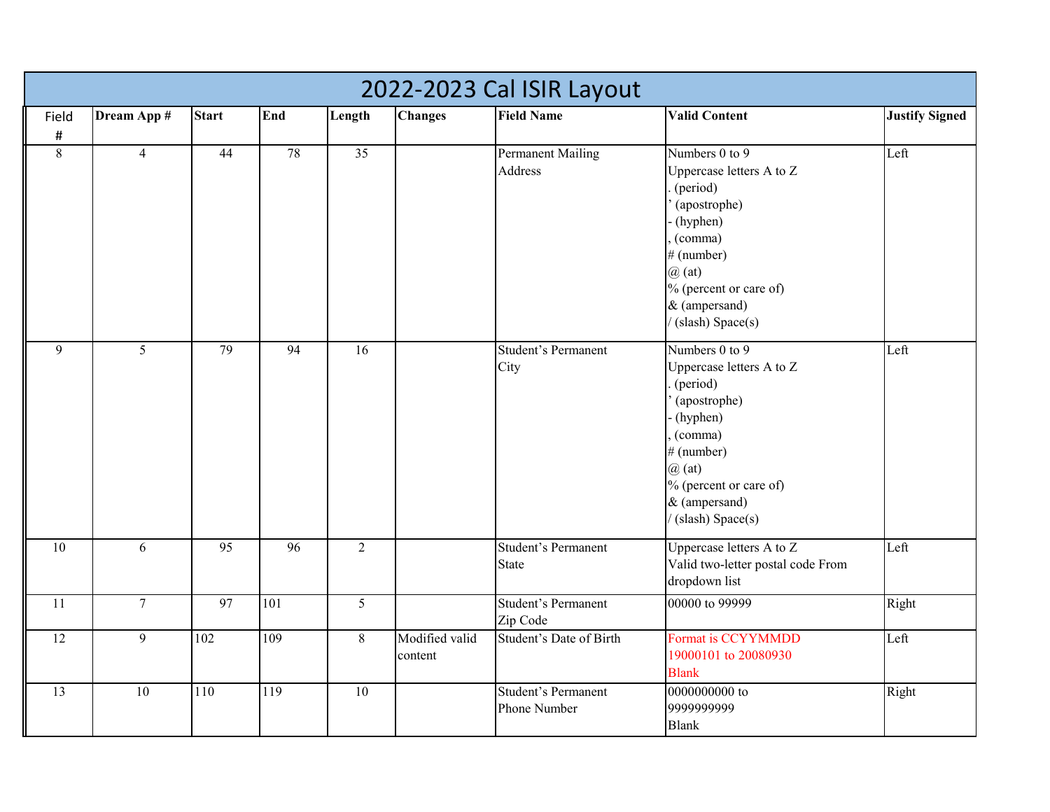# 2022-2023 Cal ISIR Layout

| Field # | Dream App # | Start | End | Length | Changes | Field Name | Valid Content | Justify Signed |
|---|---|---|---|---|---|---|---|---|
| 8 | 4 | 44 | 78 | 35 | | Permanent Mailing Address | Numbers 0 to 9<br>Uppercase letters A to Z<br>. (period)<br>' (apostrophe)<br>- (hyphen)<br>, (comma)<br># (number)<br>@ (at)<br>% (percent or care of)<br>& (ampersand)<br>/ (slash) Space(s) | Left |
| 9 | 5 | 79 | 94 | 16 | | Student's Permanent City | Numbers 0 to 9<br>Uppercase letters A to Z<br>. (period)<br>' (apostrophe)<br>- (hyphen)<br>, (comma)<br># (number)<br>@ (at)<br>% (percent or care of)<br>& (ampersand)<br>/ (slash) Space(s) | Left |
| 10 | 6 | 95 | 96 | 2 | | Student's Permanent State | Uppercase letters A to Z<br>Valid two-letter postal code From dropdown list | Left |
| 11 | 7 | 97 | 101 | 5 | | Student's Permanent Zip Code | 00000 to 99999 | Right |
| 12 | 9 | 102 | 109 | 8 | Modified valid content | Student's Date of Birth | Format is CCYYMMDD<br>19000101 to 20080930<br>Blank | Left |
| 13 | 10 | 110 | 119 | 10 | | Student's Permanent Phone Number | 0000000000 to 9999999999<br>Blank | Right |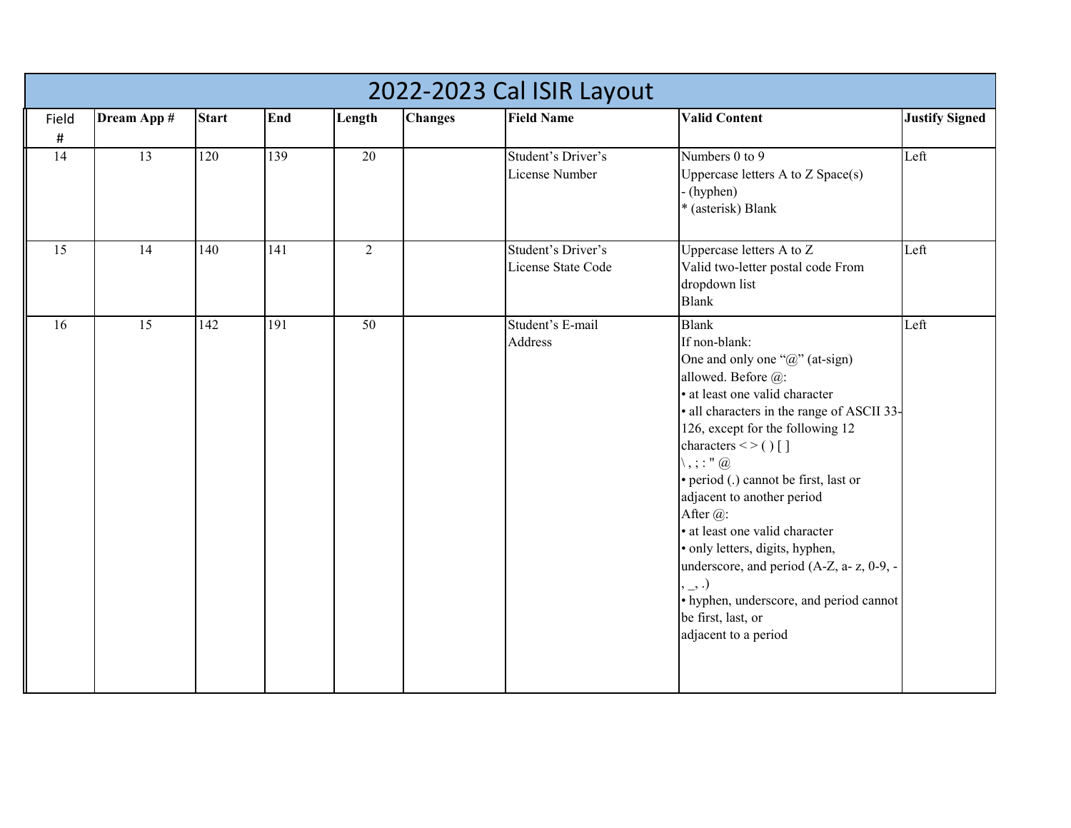# 2022-2023 Cal ISIR Layout

| Field # | Dream App # | Start | End | Length | Changes | Field Name | Valid Content | Justify Signed |
|---|---|---|---|---|---|---|---|---|
| 14 | 13 | 120 | 139 | 20 | | Student's Driver's License Number | Numbers 0 to 9<br>Uppercase letters A to Z Space(s)<br>- (hyphen)<br>* (asterisk) Blank | Left |
| 15 | 14 | 140 | 141 | 2 | | Student's Driver's License State Code | Uppercase letters A to Z<br>Valid two-letter postal code From dropdown list<br>Blank | Left |
| 16 | 15 | 142 | 191 | 50 | | Student's E-mail Address | Blank<br>If non-blank:<br>One and only one "@" (at-sign) allowed. Before @:<br>• at least one valid character<br>• all characters in the range of ASCII 33-126, except for the following 12 characters < > ( ) [ ] \ , ; : " @<br>• period (.) cannot be first, last or adjacent to another period<br>After @:<br>• at least one valid character<br>• only letters, digits, hyphen, underscore, and period (A-Z, a- z, 0-9, -, _, .)<br>• hyphen, underscore, and period cannot be first, last, or adjacent to a period | Left |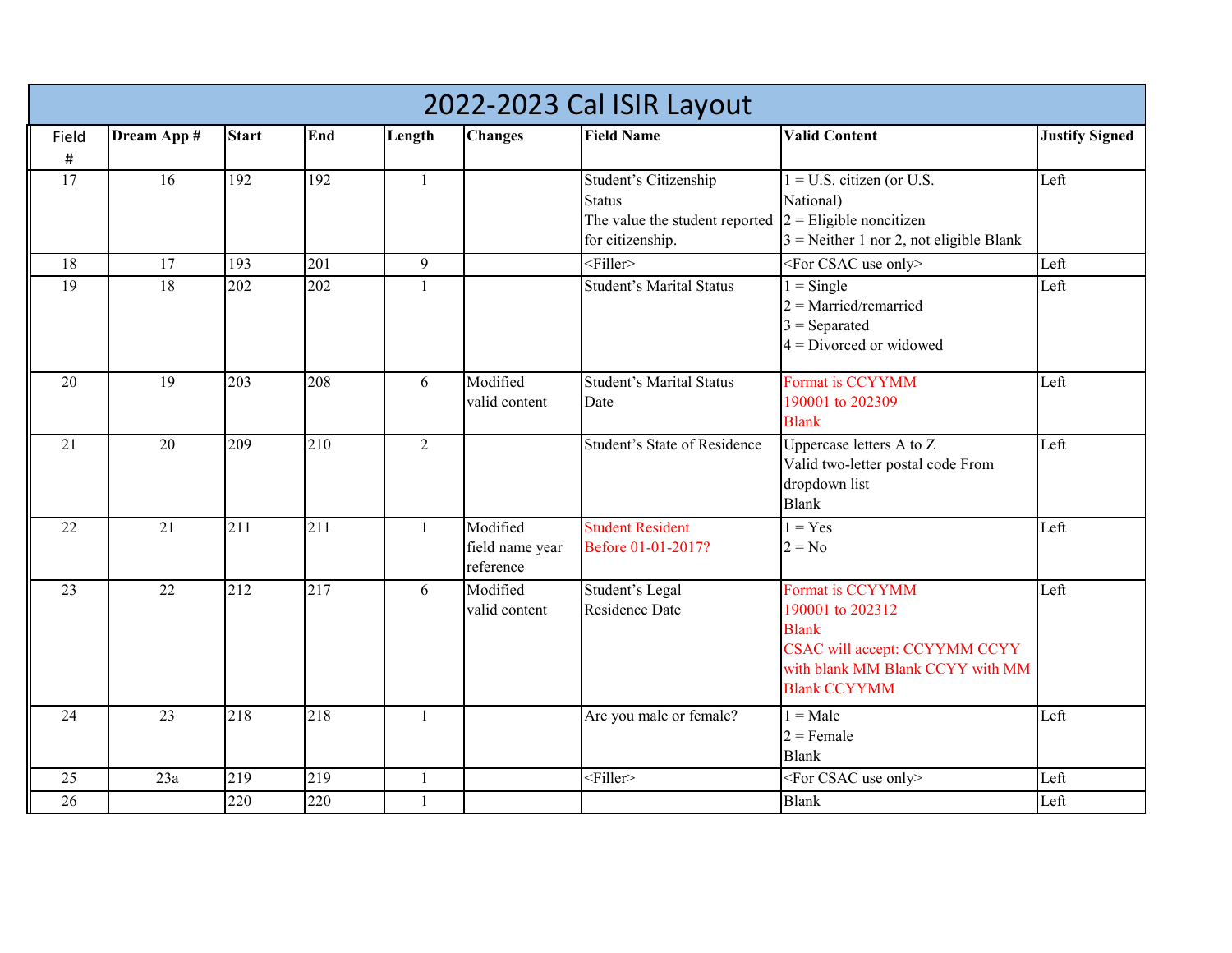# 2022-2023 Cal ISIR Layout

| Field # | Dream App # | Start | End | Length | Changes | Field Name | Valid Content | Justify Signed |
|---|---|---|---|---|---|---|---|---|
| 17 | 16 | 192 | 192 | 1 | | Student's Citizenship Status<br>The value the student reported for citizenship. | 1 = U.S. citizen (or U.S. National)<br>2 = Eligible noncitizen<br>3 = Neither 1 nor 2, not eligible Blank | Left |
| 18 | 17 | 193 | 201 | 9 | | <Filler> | <For CSAC use only> | Left |
| 19 | 18 | 202 | 202 | 1 | | Student's Marital Status | 1 = Single<br>2 = Married/remarried<br>3 = Separated<br>4 = Divorced or widowed | Left |
| 20 | 19 | 203 | 208 | 6 | Modified valid content | Student's Marital Status Date | Format is CCYYMM<br>190001 to 202309<br>Blank | Left |
| 21 | 20 | 209 | 210 | 2 | | Student's State of Residence | Uppercase letters A to Z<br>Valid two-letter postal code From dropdown list<br>Blank | Left |
| 22 | 21 | 211 | 211 | 1 | Modified field name year reference | Student Resident Before 01-01-2017? | 1 = Yes<br>2 = No | Left |
| 23 | 22 | 212 | 217 | 6 | Modified valid content | Student's Legal Residence Date | Format is CCYYMM<br>190001 to 202312<br>Blank<br>CSAC will accept: CCYYMM CCYY with blank MM Blank CCYY with MM Blank CCYYMM | Left |
| 24 | 23 | 218 | 218 | 1 | | Are you male or female? | 1 = Male<br>2 = Female<br>Blank | Left |
| 25 | 23a | 219 | 219 | 1 | | <Filler> | <For CSAC use only> | Left |
| 26 | | 220 | 220 | 1 | | | Blank | Left |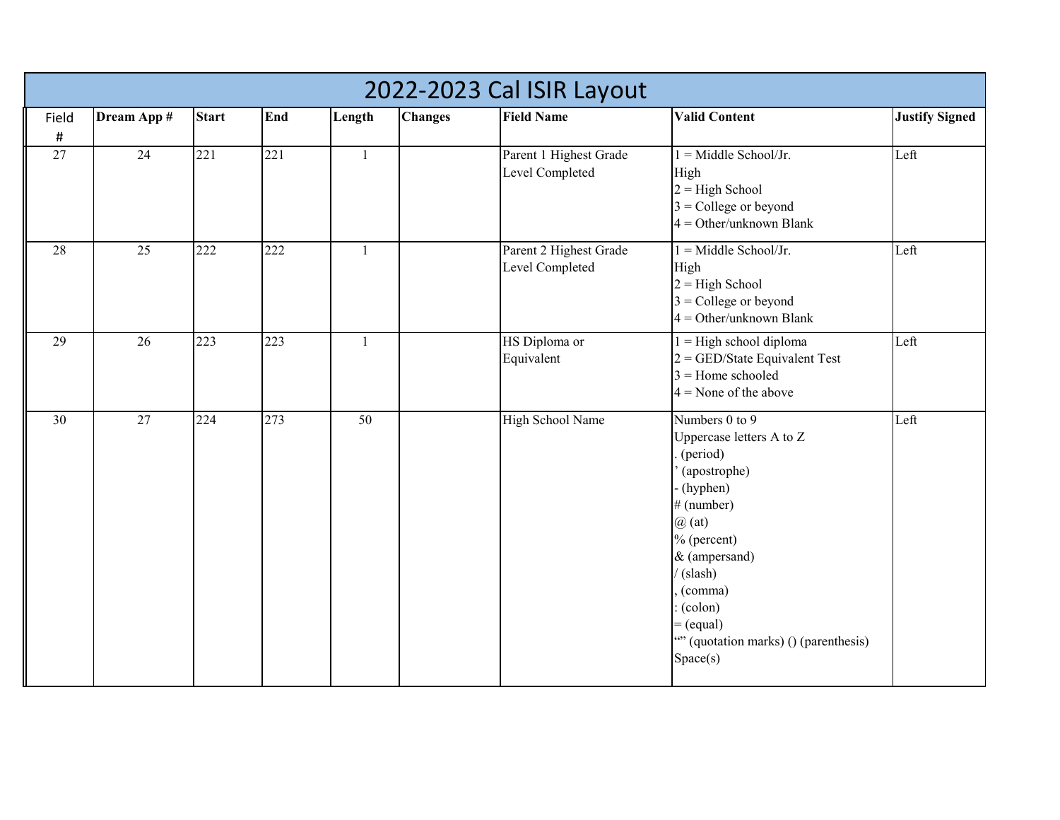# 2022-2023 Cal ISIR Layout

| Field # | Dream App # | Start | End | Length | Changes | Field Name | Valid Content | Justify Signed |
|---|---|---|---|---|---|---|---|---|
| 27 | 24 | 221 | 221 | 1 | | Parent 1 Highest Grade Level Completed | 1 = Middle School/Jr. High<br>2 = High School<br>3 = College or beyond<br>4 = Other/unknown Blank | Left |
| 28 | 25 | 222 | 222 | 1 | | Parent 2 Highest Grade Level Completed | 1 = Middle School/Jr. High<br>2 = High School<br>3 = College or beyond<br>4 = Other/unknown Blank | Left |
| 29 | 26 | 223 | 223 | 1 | | HS Diploma or Equivalent | 1 = High school diploma<br>2 = GED/State Equivalent Test<br>3 = Home schooled<br>4 = None of the above | Left |
| 30 | 27 | 224 | 273 | 50 | | High School Name | Numbers 0 to 9<br>Uppercase letters A to Z<br>. (period)<br>' (apostrophe)<br>- (hyphen)<br># (number)<br>@ (at)<br>% (percent)<br>& (ampersand)<br>/ (slash)<br>, (comma)<br>: (colon)<br>= (equal)<br>"" (quotation marks) () (parenthesis)<br>Space(s) | Left |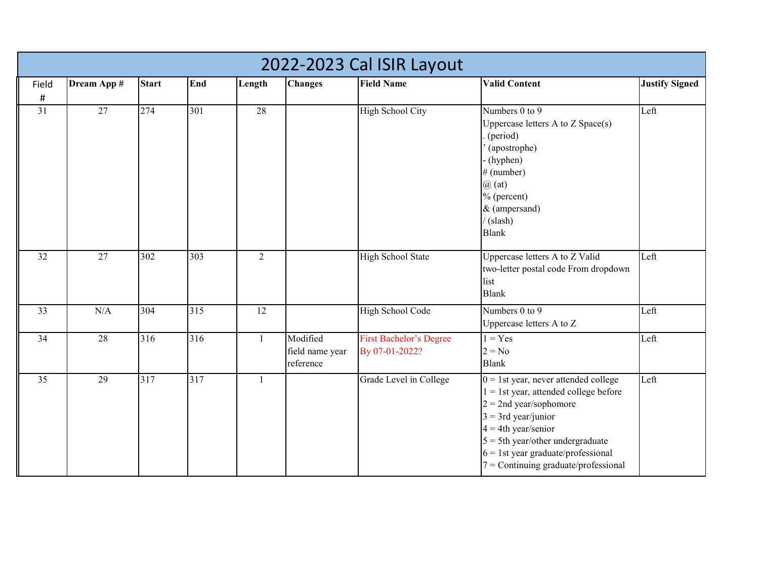# 2022-2023 Cal ISIR Layout

| Field # | Dream App # | Start | End | Length | Changes | Field Name | Valid Content | Justify Signed |
|---|---|---|---|---|---|---|---|---|
| 31 | 27 | 274 | 301 | 28 | | High School City | Numbers 0 to 9<br>Uppercase letters A to Z Space(s)<br>. (period)<br>' (apostrophe)<br>- (hyphen)<br># (number)<br>@ (at)<br>% (percent)<br>& (ampersand)<br>/ (slash)<br>Blank | Left |
| 32 | 27 | 302 | 303 | 2 | | High School State | Uppercase letters A to Z Valid two-letter postal code From dropdown list<br>Blank | Left |
| 33 | N/A | 304 | 315 | 12 | | High School Code | Numbers 0 to 9<br>Uppercase letters A to Z | Left |
| 34 | 28 | 316 | 316 | 1 | Modified field name year reference | First Bachelor's Degree By 07-01-2022? | 1 = Yes<br>2 = No<br>Blank | Left |
| 35 | 29 | 317 | 317 | 1 | | Grade Level in College | 0 = 1st year, never attended college<br>1 = 1st year, attended college before<br>2 = 2nd year/sophomore<br>3 = 3rd year/junior<br>4 = 4th year/senior<br>5 = 5th year/other undergraduate<br>6 = 1st year graduate/professional<br>7 = Continuing graduate/professional | Left |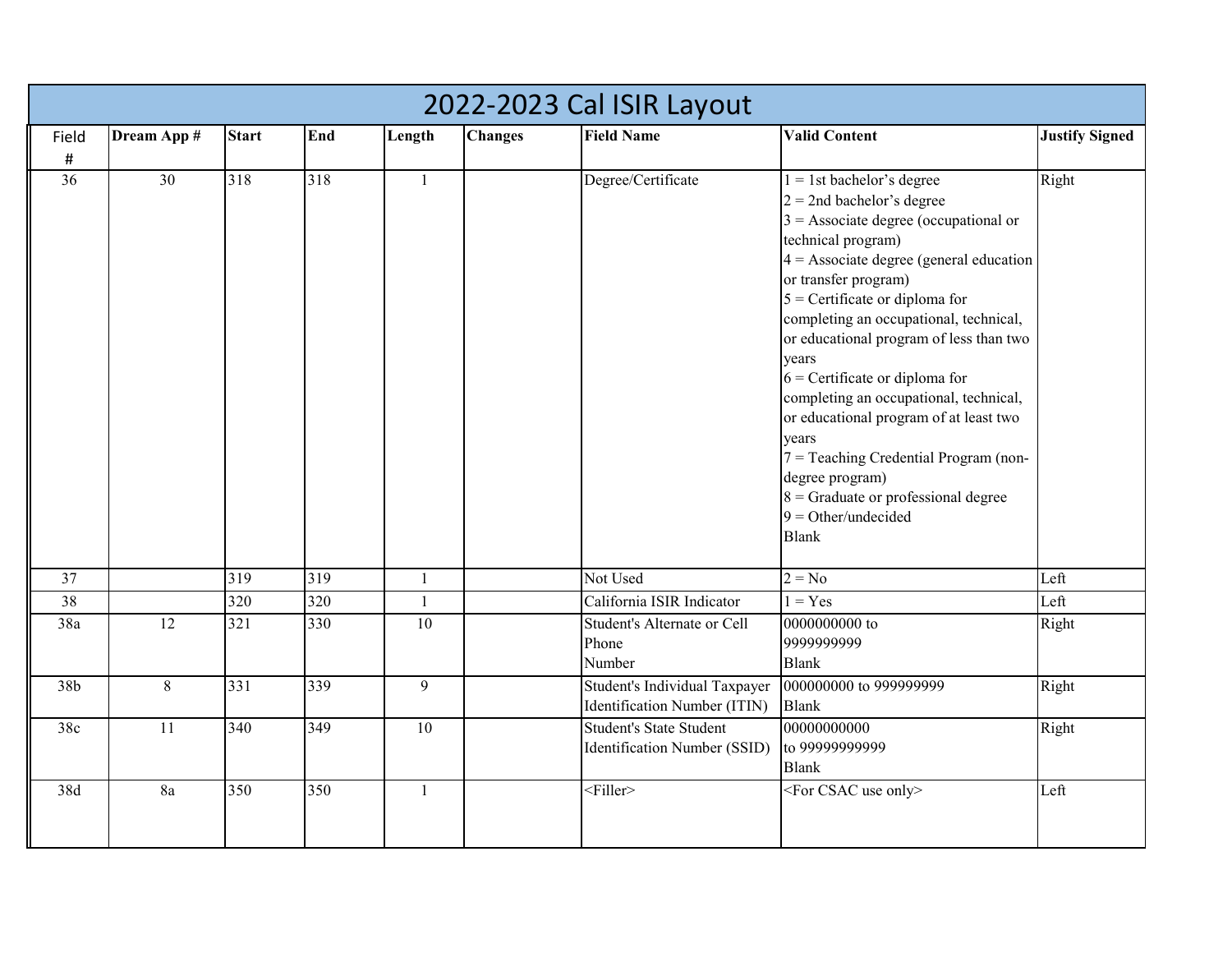# 2022-2023 Cal ISIR Layout

| Field # | Dream App # | Start | End | Length | Changes | Field Name | Valid Content | Justify Signed |
|---|---|---|---|---|---|---|---|---|
| 36 | 30 | 318 | 318 | 1 | | Degree/Certificate | 1 = 1st bachelor's degree<br>2 = 2nd bachelor's degree<br>3 = Associate degree (occupational or technical program)<br>4 = Associate degree (general education or transfer program)<br>5 = Certificate or diploma for completing an occupational, technical, or educational program of less than two years<br>6 = Certificate or diploma for completing an occupational, technical, or educational program of at least two years<br>7 = Teaching Credential Program (non-degree program)<br>8 = Graduate or professional degree<br>9 = Other/undecided<br>Blank | Right |
| 37 | | 319 | 319 | 1 | | Not Used | 2 = No | Left |
| 38 | | 320 | 320 | 1 | | California ISIR Indicator | 1 = Yes | Left |
| 38a | 12 | 321 | 330 | 10 | | Student's Alternate or Cell Phone Number | 0000000000 to 9999999999<br>Blank | Right |
| 38b | 8 | 331 | 339 | 9 | | Student's Individual Taxpayer Identification Number (ITIN) | 000000000 to 999999999<br>Blank | Right |
| 38c | 11 | 340 | 349 | 10 | | Student's State Student Identification Number (SSID) | 00000000000 to 99999999999<br>Blank | Right |
| 38d | 8a | 350 | 350 | 1 | | <Filler> | <For CSAC use only> | Left |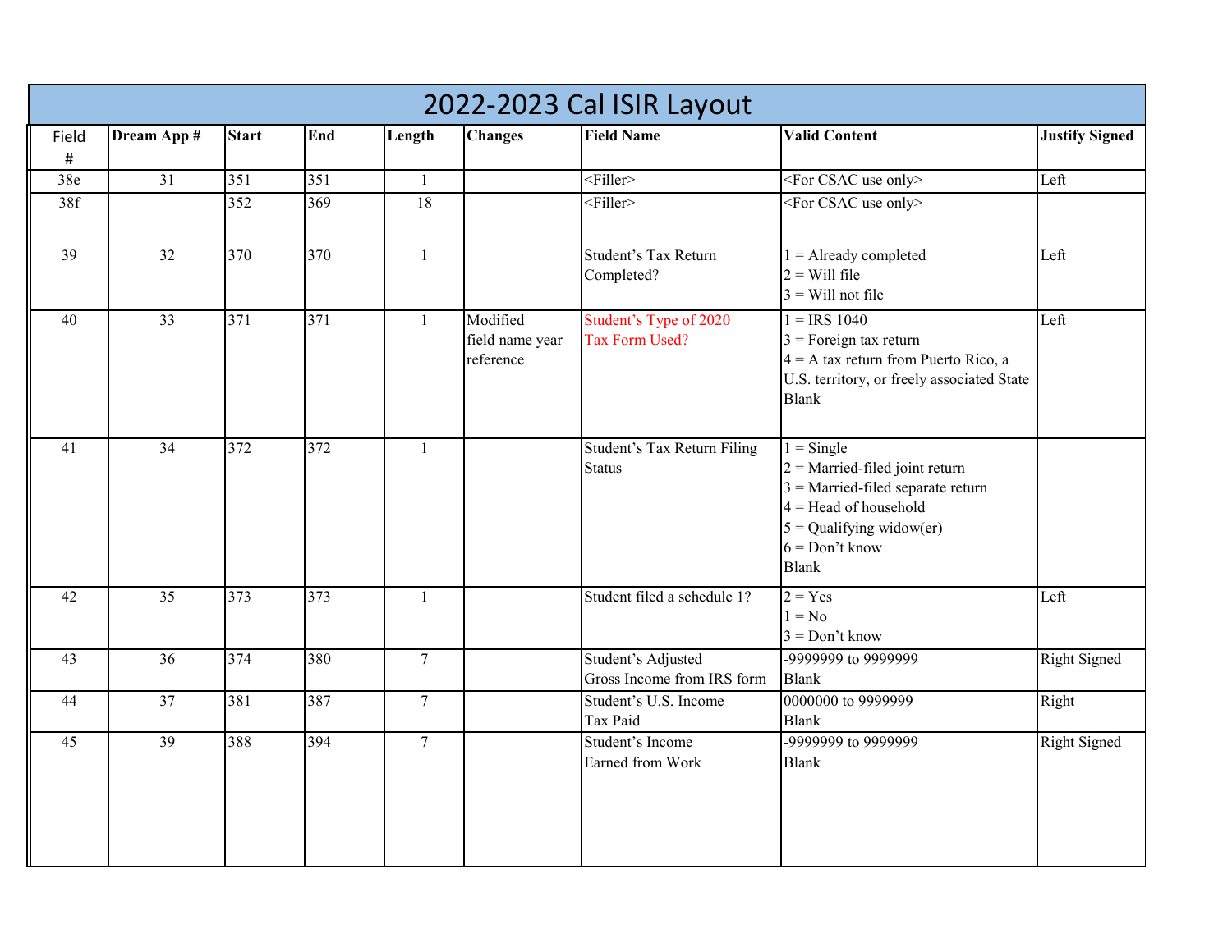# 2022-2023 Cal ISIR Layout

| Field # | Dream App # | Start | End | Length | Changes | Field Name | Valid Content | Justify Signed |
|---|---|---|---|---|---|---|---|---|
| 38e | 31 | 351 | 351 | 1 | | <Filler> | <For CSAC use only> | Left |
| 38f | | 352 | 369 | 18 | | <Filler> | <For CSAC use only> | |
| 39 | 32 | 370 | 370 | 1 | | Student's Tax Return Completed? | 1 = Already completed<br>2 = Will file<br>3 = Will not file | Left |
| 40 | 33 | 371 | 371 | 1 | Modified field name year reference | Student's Type of 2020 Tax Form Used? | 1 = IRS 1040<br>3 = Foreign tax return<br>4 = A tax return from Puerto Rico, a U.S. territory, or freely associated State<br>Blank | Left |
| 41 | 34 | 372 | 372 | 1 | | Student's Tax Return Filing Status | 1 = Single<br>2 = Married-filed joint return<br>3 = Married-filed separate return<br>4 = Head of household<br>5 = Qualifying widow(er)<br>6 = Don't know<br>Blank | |
| 42 | 35 | 373 | 373 | 1 | | Student filed a schedule 1? | 2 = Yes<br>1 = No<br>3 = Don't know | Left |
| 43 | 36 | 374 | 380 | 7 | | Student's Adjusted Gross Income from IRS form | -9999999 to 9999999<br>Blank | Right Signed |
| 44 | 37 | 381 | 387 | 7 | | Student's U.S. Income Tax Paid | 0000000 to 9999999<br>Blank | Right |
| 45 | 39 | 388 | 394 | 7 | | Student's Income Earned from Work | -9999999 to 9999999<br>Blank | Right Signed |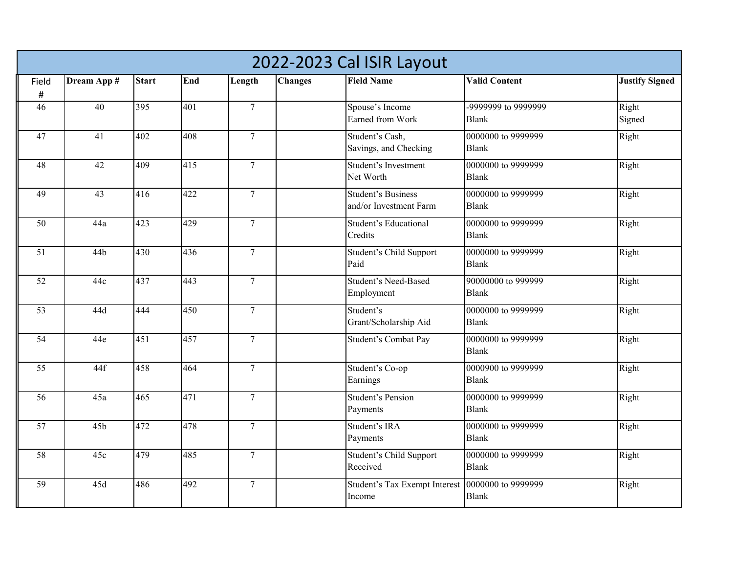# 2022-2023 Cal ISIR Layout

| Field # | Dream App # | Start | End | Length | Changes | Field Name | Valid Content | Justify Signed |
|---|---|---|---|---|---|---|---|---|
| 46 | 40 | 395 | 401 | 7 | | Spouse's Income Earned from Work | -9999999 to 9999999 Blank | Right Signed |
| 47 | 41 | 402 | 408 | 7 | | Student's Cash, Savings, and Checking | 0000000 to 9999999 Blank | Right |
| 48 | 42 | 409 | 415 | 7 | | Student's Investment Net Worth | 0000000 to 9999999 Blank | Right |
| 49 | 43 | 416 | 422 | 7 | | Student's Business and/or Investment Farm | 0000000 to 9999999 Blank | Right |
| 50 | 44a | 423 | 429 | 7 | | Student's Educational Credits | 0000000 to 9999999 Blank | Right |
| 51 | 44b | 430 | 436 | 7 | | Student's Child Support Paid | 0000000 to 9999999 Blank | Right |
| 52 | 44c | 437 | 443 | 7 | | Student's Need-Based Employment | 90000000 to 999999 Blank | Right |
| 53 | 44d | 444 | 450 | 7 | | Student's Grant/Scholarship Aid | 0000000 to 9999999 Blank | Right |
| 54 | 44e | 451 | 457 | 7 | | Student's Combat Pay | 0000000 to 9999999 Blank | Right |
| 55 | 44f | 458 | 464 | 7 | | Student's Co-op Earnings | 0000900 to 9999999 Blank | Right |
| 56 | 45a | 465 | 471 | 7 | | Student's Pension Payments | 0000000 to 9999999 Blank | Right |
| 57 | 45b | 472 | 478 | 7 | | Student's IRA Payments | 0000000 to 9999999 Blank | Right |
| 58 | 45c | 479 | 485 | 7 | | Student's Child Support Received | 0000000 to 9999999 Blank | Right |
| 59 | 45d | 486 | 492 | 7 | | Student's Tax Exempt Interest Income | 0000000 to 9999999 Blank | Right |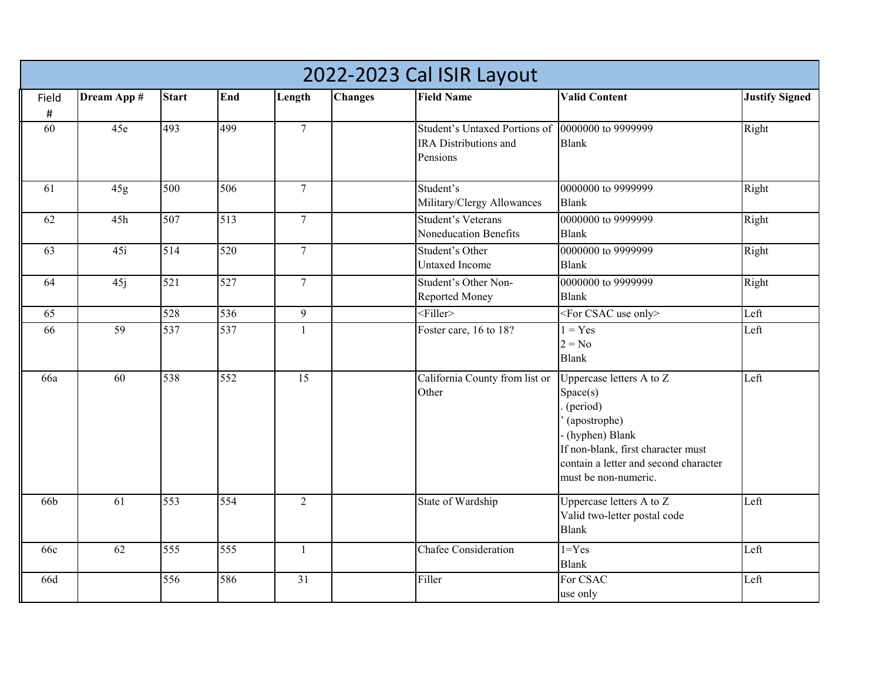# 2022-2023 Cal ISIR Layout

| Field # | Dream App # | Start | End | Length | Changes | Field Name | Valid Content | Justify Signed |
|---|---|---|---|---|---|---|---|---|
| 60 | 45e | 493 | 499 | 7 | | Student's Untaxed Portions of IRA Distributions and Pensions | 0000000 to 9999999<br>Blank | Right |
| 61 | 45g | 500 | 506 | 7 | | Student's Military/Clergy Allowances | 0000000 to 9999999<br>Blank | Right |
| 62 | 45h | 507 | 513 | 7 | | Student's Veterans Noneducation Benefits | 0000000 to 9999999<br>Blank | Right |
| 63 | 45i | 514 | 520 | 7 | | Student's Other Untaxed Income | 0000000 to 9999999<br>Blank | Right |
| 64 | 45j | 521 | 527 | 7 | | Student's Other Non-Reported Money | 0000000 to 9999999<br>Blank | Right |
| 65 | | 528 | 536 | 9 | | <Filler> | <For CSAC use only> | Left |
| 66 | 59 | 537 | 537 | 1 | | Foster care, 16 to 18? | 1 = Yes<br>2 = No<br>Blank | Left |
| 66a | 60 | 538 | 552 | 15 | | California County from list or Other | Uppercase letters A to Z<br>Space(s)<br>. (period)<br>' (apostrophe)<br>- (hyphen) Blank<br>If non-blank, first character must contain a letter and second character must be non-numeric. | Left |
| 66b | 61 | 553 | 554 | 2 | | State of Wardship | Uppercase letters A to Z<br>Valid two-letter postal code<br>Blank | Left |
| 66c | 62 | 555 | 555 | 1 | | Chafee Consideration | 1=Yes<br>Blank | Left |
| 66d | | 556 | 586 | 31 | | Filler | For CSAC use only | Left |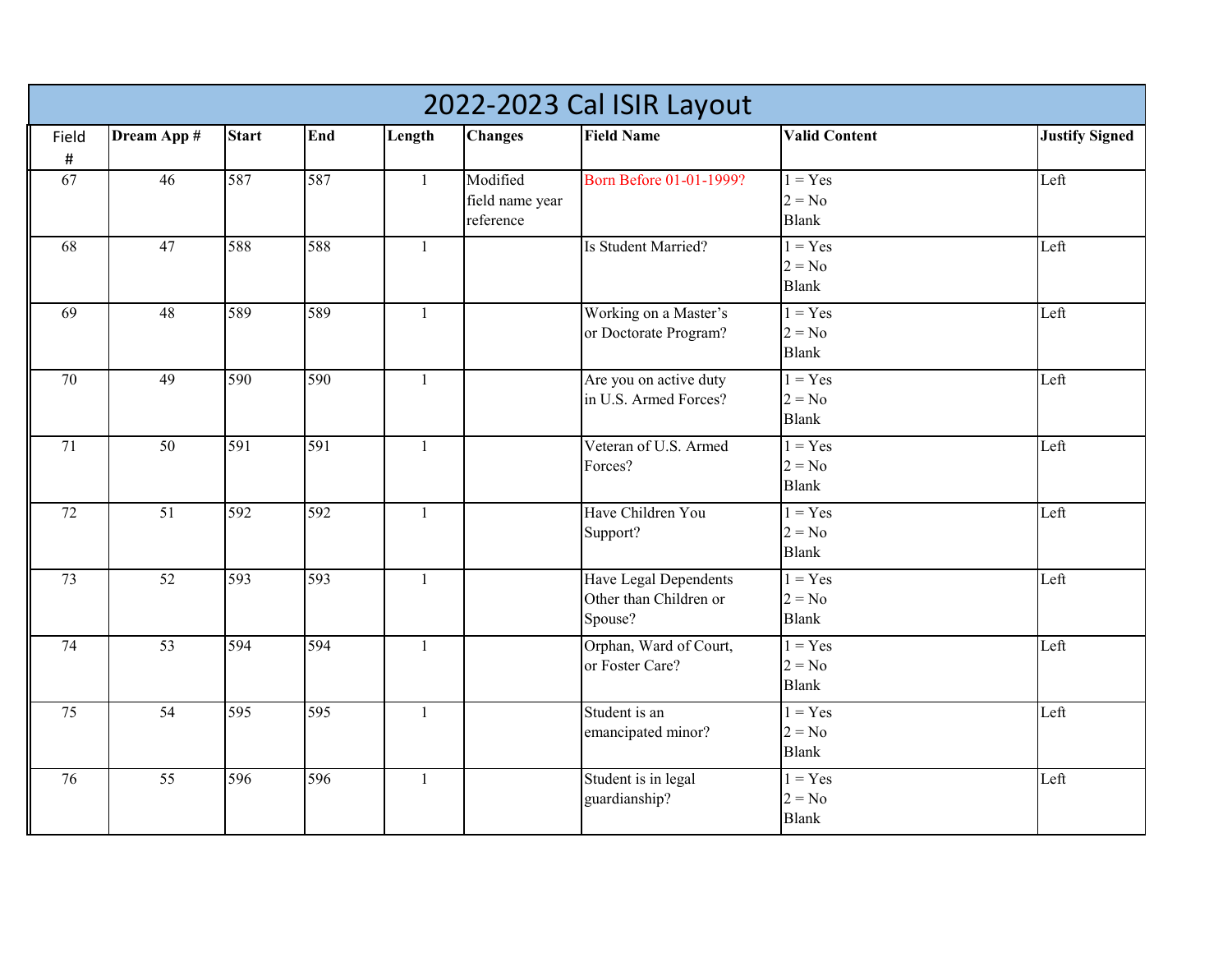# 2022-2023 Cal ISIR Layout

| Field # | Dream App # | Start | End | Length | Changes | Field Name | Valid Content | Justify Signed |
|---|---|---|---|---|---|---|---|---|
| 67 | 46 | 587 | 587 | 1 | Modified field name year reference | Born Before 01-01-1999? | 1 = Yes<br>2 = No<br>Blank | Left |
| 68 | 47 | 588 | 588 | 1 | | Is Student Married? | 1 = Yes<br>2 = No<br>Blank | Left |
| 69 | 48 | 589 | 589 | 1 | | Working on a Master's or Doctorate Program? | 1 = Yes<br>2 = No<br>Blank | Left |
| 70 | 49 | 590 | 590 | 1 | | Are you on active duty in U.S. Armed Forces? | 1 = Yes<br>2 = No<br>Blank | Left |
| 71 | 50 | 591 | 591 | 1 | | Veteran of U.S. Armed Forces? | 1 = Yes<br>2 = No<br>Blank | Left |
| 72 | 51 | 592 | 592 | 1 | | Have Children You Support? | 1 = Yes<br>2 = No<br>Blank | Left |
| 73 | 52 | 593 | 593 | 1 | | Have Legal Dependents Other than Children or Spouse? | 1 = Yes<br>2 = No<br>Blank | Left |
| 74 | 53 | 594 | 594 | 1 | | Orphan, Ward of Court, or Foster Care? | 1 = Yes<br>2 = No<br>Blank | Left |
| 75 | 54 | 595 | 595 | 1 | | Student is an emancipated minor? | 1 = Yes<br>2 = No<br>Blank | Left |
| 76 | 55 | 596 | 596 | 1 | | Student is in legal guardianship? | 1 = Yes<br>2 = No<br>Blank | Left |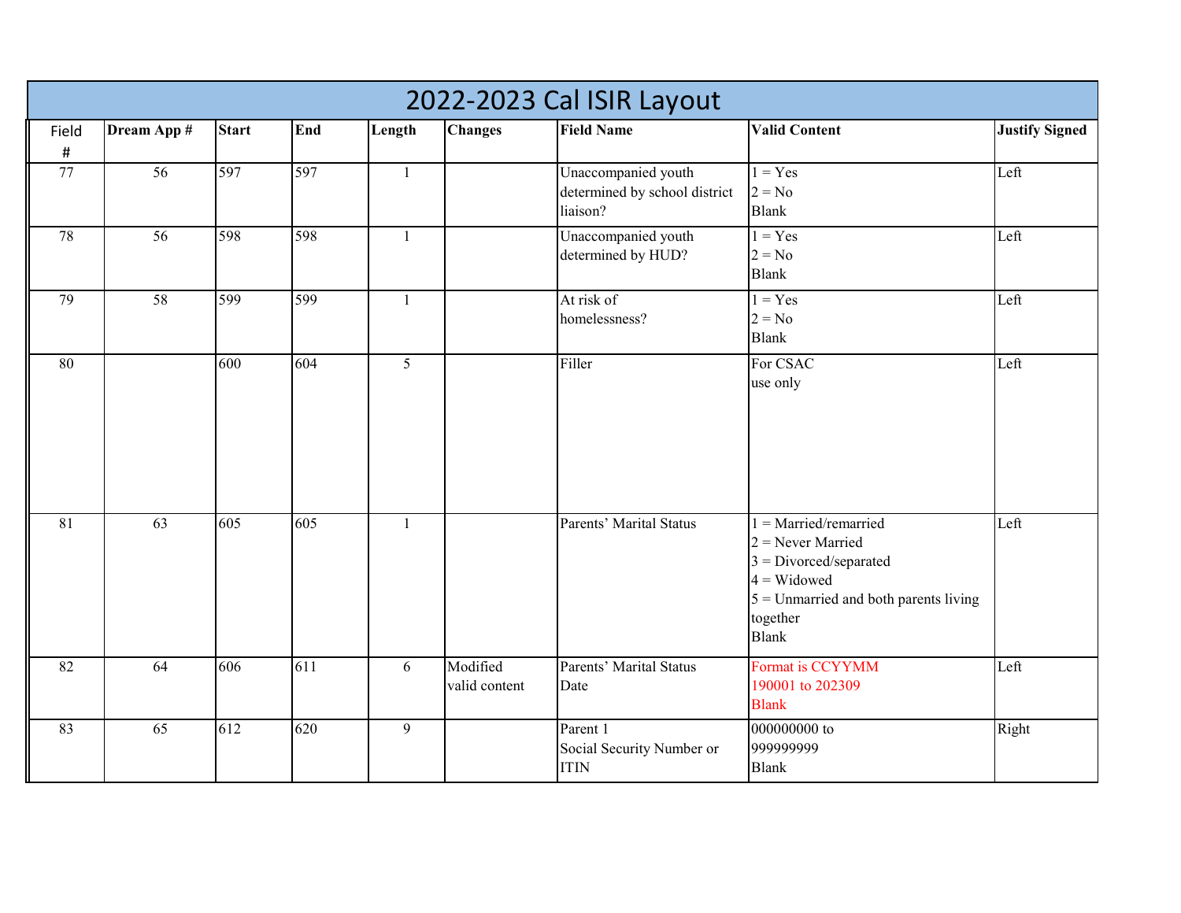# 2022-2023 Cal ISIR Layout

| Field # | Dream App # | Start | End | Length | Changes | Field Name | Valid Content | Justify Signed |
|---|---|---|---|---|---|---|---|---|
| 77 | 56 | 597 | 597 | 1 | | Unaccompanied youth determined by school district liaison? | 1 = Yes<br>2 = No<br>Blank | Left |
| 78 | 56 | 598 | 598 | 1 | | Unaccompanied youth determined by HUD? | 1 = Yes<br>2 = No<br>Blank | Left |
| 79 | 58 | 599 | 599 | 1 | | At risk of homelessness? | 1 = Yes<br>2 = No<br>Blank | Left |
| 80 | | 600 | 604 | 5 | | Filler | For CSAC use only | Left |
| 81 | 63 | 605 | 605 | 1 | | Parents' Marital Status | 1 = Married/remarried<br>2 = Never Married<br>3 = Divorced/separated<br>4 = Widowed<br>5 = Unmarried and both parents living together<br>Blank | Left |
| 82 | 64 | 606 | 611 | 6 | Modified valid content | Parents' Marital Status Date | Format is CCYYMM<br>190001 to 202309<br>Blank | Left |
| 83 | 65 | 612 | 620 | 9 | | Parent 1 Social Security Number or ITIN | 000000000 to 999999999<br>Blank | Right |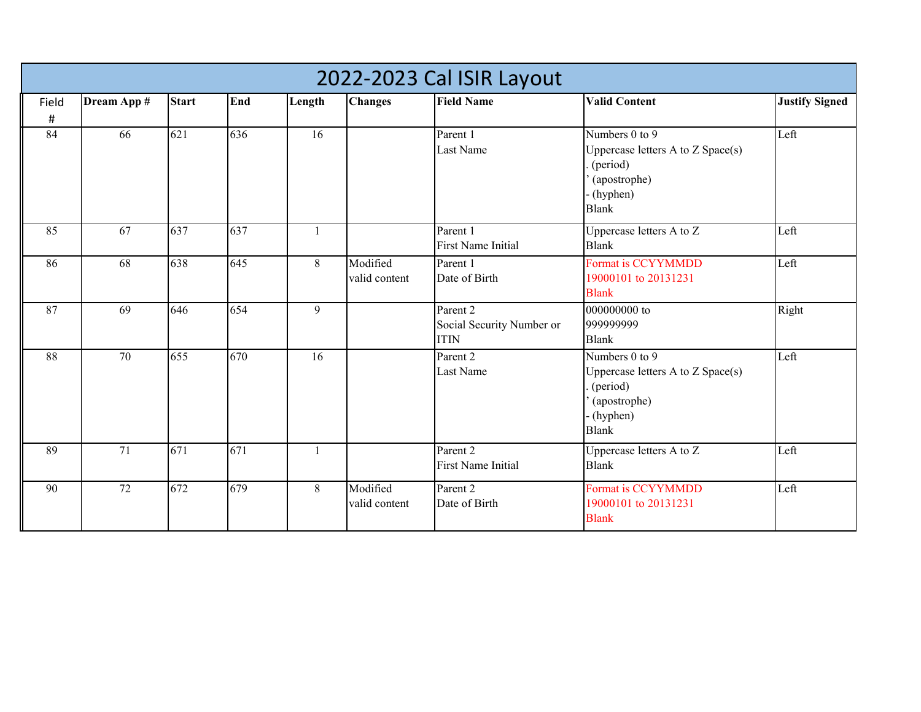# 2022-2023 Cal ISIR Layout

| Field # | Dream App # | Start | End | Length | Changes | Field Name | Valid Content | Justify Signed |
|---|---|---|---|---|---|---|---|---|
| 84 | 66 | 621 | 636 | 16 | | Parent 1<br>Last Name | Numbers 0 to 9<br>Uppercase letters A to Z Space(s)<br>. (period)<br>' (apostrophe)<br>- (hyphen)<br>Blank | Left |
| 85 | 67 | 637 | 637 | 1 | | Parent 1<br>First Name Initial | Uppercase letters A to Z<br>Blank | Left |
| 86 | 68 | 638 | 645 | 8 | Modified valid content | Parent 1<br>Date of Birth | Format is CCYYMMDD<br>19000101 to 20131231<br>Blank | Left |
| 87 | 69 | 646 | 654 | 9 | | Parent 2<br>Social Security Number or ITIN | 000000000 to<br>999999999<br>Blank | Right |
| 88 | 70 | 655 | 670 | 16 | | Parent 2<br>Last Name | Numbers 0 to 9<br>Uppercase letters A to Z Space(s)<br>. (period)<br>' (apostrophe)<br>- (hyphen)<br>Blank | Left |
| 89 | 71 | 671 | 671 | 1 | | Parent 2<br>First Name Initial | Uppercase letters A to Z<br>Blank | Left |
| 90 | 72 | 672 | 679 | 8 | Modified valid content | Parent 2<br>Date of Birth | Format is CCYYMMDD<br>19000101 to 20131231<br>Blank | Left |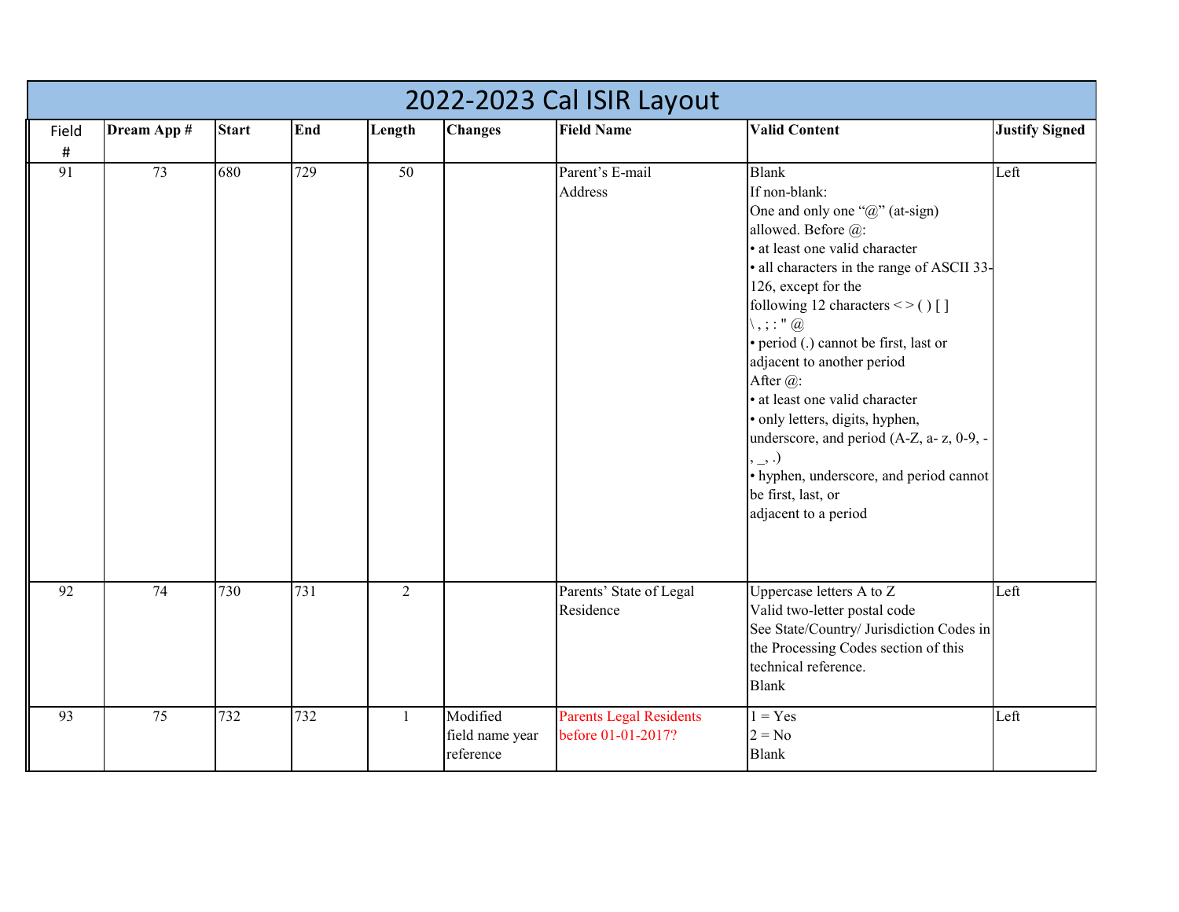# 2022-2023 Cal ISIR Layout

| Field # | Dream App # | Start | End | Length | Changes | Field Name | Valid Content | Justify Signed |
|---|---|---|---|---|---|---|---|---|
| 91 | 73 | 680 | 729 | 50 | | Parent's E-mail Address | Blank<br>If non-blank:<br>One and only one "@" (at-sign) allowed. Before @:<br>• at least one valid character<br>• all characters in the range of ASCII 33-126, except for the following 12 characters < > ( ) [ ] \ , ; : " @<br>• period (.) cannot be first, last or adjacent to another period<br>After @:<br>• at least one valid character<br>• only letters, digits, hyphen, underscore, and period (A-Z, a- z, 0-9, -, _, .)<br>• hyphen, underscore, and period cannot be first, last, or adjacent to a period | Left |
| 92 | 74 | 730 | 731 | 2 | | Parents' State of Legal Residence | Uppercase letters A to Z<br>Valid two-letter postal code<br>See State/Country/ Jurisdiction Codes in the Processing Codes section of this technical reference.<br>Blank | Left |
| 93 | 75 | 732 | 732 | 1 | Modified field name year reference | Parents Legal Residents before 01-01-2017? | 1 = Yes<br>2 = No<br>Blank | Left |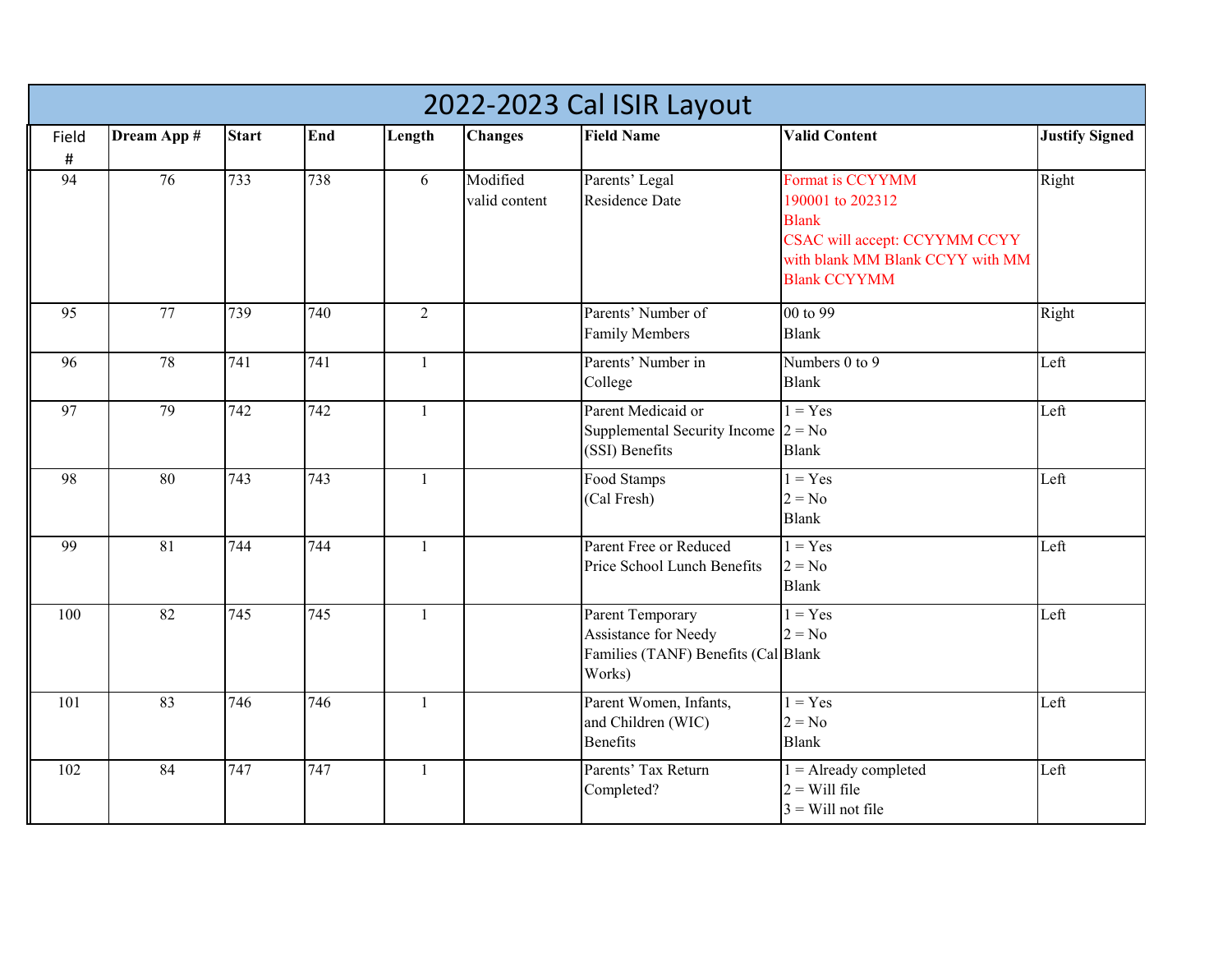# 2022-2023 Cal ISIR Layout

| Field # | Dream App # | Start | End | Length | Changes | Field Name | Valid Content | Justify Signed |
|---|---|---|---|---|---|---|---|---|
| 94 | 76 | 733 | 738 | 6 | Modified valid content | Parents' Legal Residence Date | Format is CCYYMM<br>190001 to 202312<br>Blank<br>CSAC will accept: CCYYMM CCYY with blank MM Blank CCYY with MM Blank CCYYMM | Right |
| 95 | 77 | 739 | 740 | 2 | | Parents' Number of Family Members | 00 to 99<br>Blank | Right |
| 96 | 78 | 741 | 741 | 1 | | Parents' Number in College | Numbers 0 to 9<br>Blank | Left |
| 97 | 79 | 742 | 742 | 1 | | Parent Medicaid or Supplemental Security Income (SSI) Benefits | 1 = Yes<br>2 = No<br>Blank | Left |
| 98 | 80 | 743 | 743 | 1 | | Food Stamps (Cal Fresh) | 1 = Yes<br>2 = No<br>Blank | Left |
| 99 | 81 | 744 | 744 | 1 | | Parent Free or Reduced Price School Lunch Benefits | 1 = Yes<br>2 = No<br>Blank | Left |
| 100 | 82 | 745 | 745 | 1 | | Parent Temporary Assistance for Needy Families (TANF) Benefits (Cal Works) | 1 = Yes<br>2 = No<br>Blank | Left |
| 101 | 83 | 746 | 746 | 1 | | Parent Women, Infants, and Children (WIC) Benefits | 1 = Yes<br>2 = No<br>Blank | Left |
| 102 | 84 | 747 | 747 | 1 | | Parents' Tax Return Completed? | 1 = Already completed<br>2 = Will file<br>3 = Will not file | Left |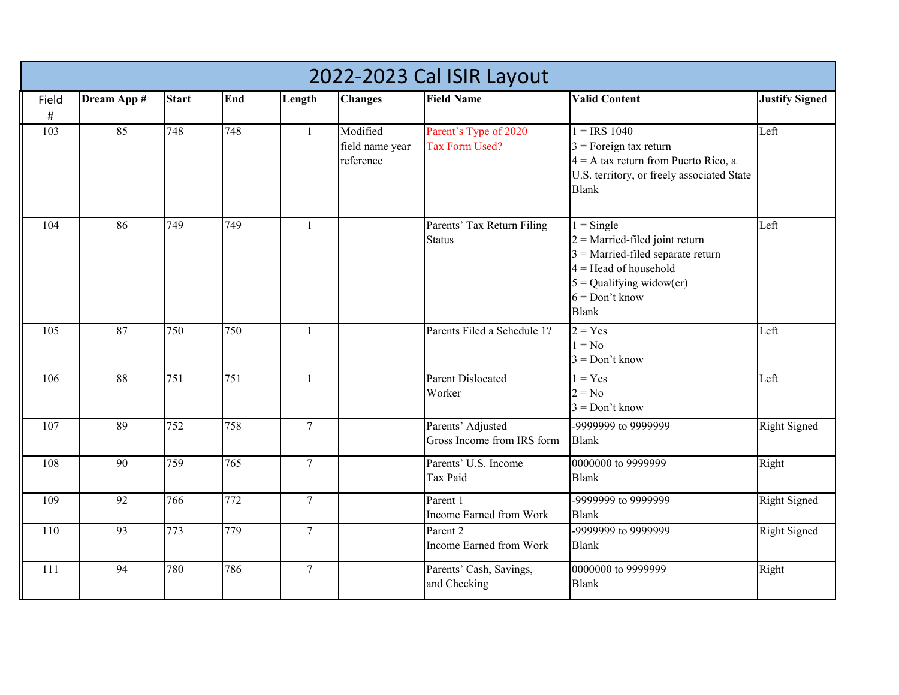# 2022-2023 Cal ISIR Layout

| Field # | Dream App # | Start | End | Length | Changes | Field Name | Valid Content | Justify Signed |
|---|---|---|---|---|---|---|---|---|
| 103 | 85 | 748 | 748 | 1 | Modified field name year reference | Parent's Type of 2020 Tax Form Used? | 1 = IRS 1040<br>3 = Foreign tax return<br>4 = A tax return from Puerto Rico, a U.S. territory, or freely associated State<br>Blank | Left |
| 104 | 86 | 749 | 749 | 1 | | Parents' Tax Return Filing Status | 1 = Single<br>2 = Married-filed joint return<br>3 = Married-filed separate return<br>4 = Head of household<br>5 = Qualifying widow(er)<br>6 = Don't know<br>Blank | Left |
| 105 | 87 | 750 | 750 | 1 | | Parents Filed a Schedule 1? | 2 = Yes<br>1 = No<br>3 = Don't know | Left |
| 106 | 88 | 751 | 751 | 1 | | Parent Dislocated Worker | 1 = Yes<br>2 = No<br>3 = Don't know | Left |
| 107 | 89 | 752 | 758 | 7 | | Parents' Adjusted Gross Income from IRS form | -9999999 to 9999999<br>Blank | Right Signed |
| 108 | 90 | 759 | 765 | 7 | | Parents' U.S. Income Tax Paid | 0000000 to 9999999<br>Blank | Right |
| 109 | 92 | 766 | 772 | 7 | | Parent 1 Income Earned from Work | -9999999 to 9999999<br>Blank | Right Signed |
| 110 | 93 | 773 | 779 | 7 | | Parent 2 Income Earned from Work | -9999999 to 9999999<br>Blank | Right Signed |
| 111 | 94 | 780 | 786 | 7 | | Parents' Cash, Savings, and Checking | 0000000 to 9999999<br>Blank | Right |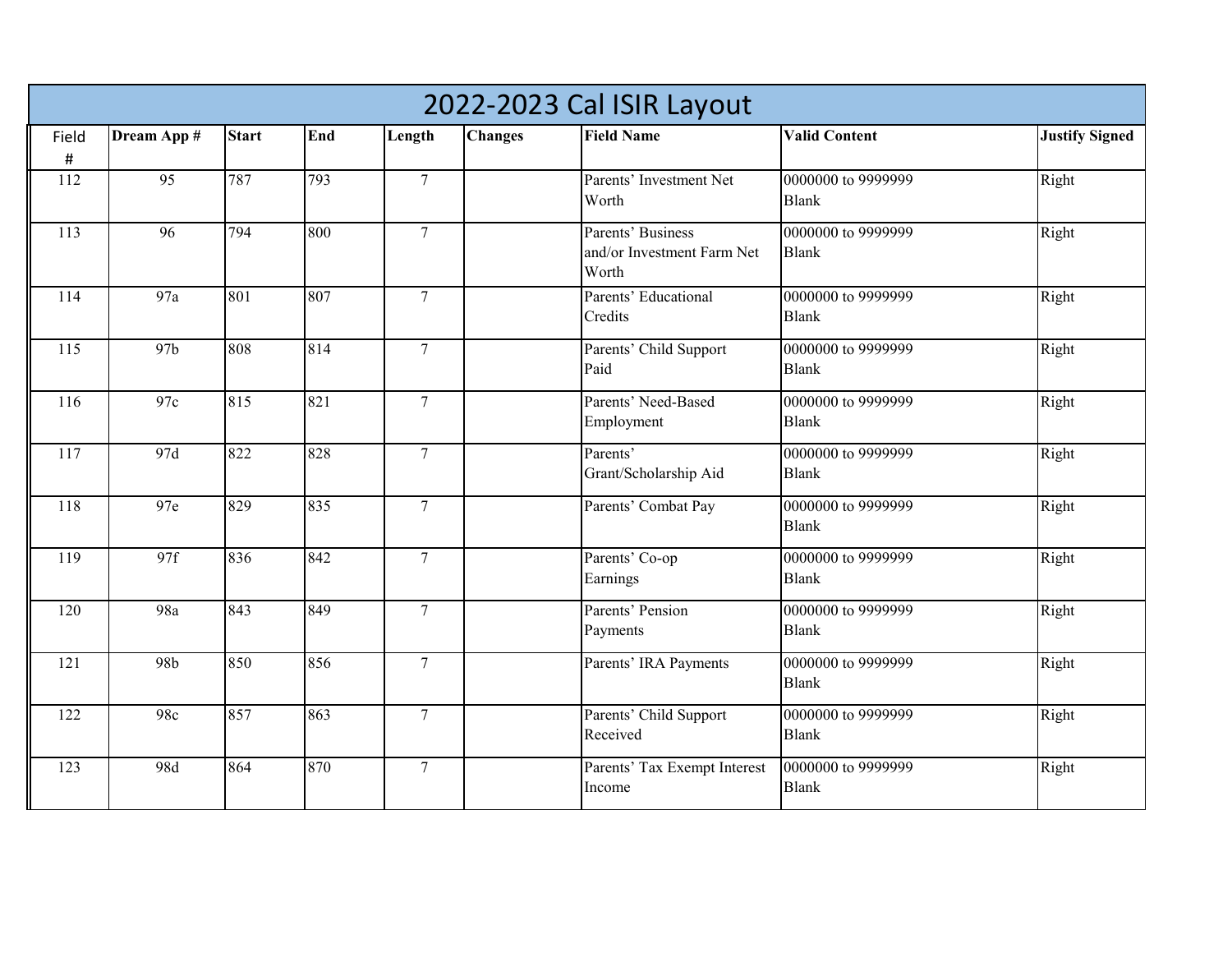| 2022-2023 Cal ISIR Layout | | | | | | | | |
|---|---|---|---|---|---|---|---|---|
| Field # | Dream App # | Start | End | Length | Changes | Field Name | Valid Content | Justify Signed |
| 112 | 95 | 787 | 793 | 7 | | Parents’ Investment Net Worth | 0000000 to 9999999 Blank | Right |
| 113 | 96 | 794 | 800 | 7 | | Parents’ Business and/or Investment Farm Net Worth | 0000000 to 9999999 Blank | Right |
| 114 | 97a | 801 | 807 | 7 | | Parents’ Educational Credits | 0000000 to 9999999 Blank | Right |
| 115 | 97b | 808 | 814 | 7 | | Parents’ Child Support Paid | 0000000 to 9999999 Blank | Right |
| 116 | 97c | 815 | 821 | 7 | | Parents’ Need-Based Employment | 0000000 to 9999999 Blank | Right |
| 117 | 97d | 822 | 828 | 7 | | Parents’ Grant/Scholarship Aid | 0000000 to 9999999 Blank | Right |
| 118 | 97e | 829 | 835 | 7 | | Parents’ Combat Pay | 0000000 to 9999999 Blank | Right |
| 119 | 97f | 836 | 842 | 7 | | Parents’ Co-op Earnings | 0000000 to 9999999 Blank | Right |
| 120 | 98a | 843 | 849 | 7 | | Parents’ Pension Payments | 0000000 to 9999999 Blank | Right |
| 121 | 98b | 850 | 856 | 7 | | Parents’ IRA Payments | 0000000 to 9999999 Blank | Right |
| 122 | 98c | 857 | 863 | 7 | | Parents’ Child Support Received | 0000000 to 9999999 Blank | Right |
| 123 | 98d | 864 | 870 | 7 | | Parents’ Tax Exempt Interest Income | 0000000 to 9999999 Blank | Right |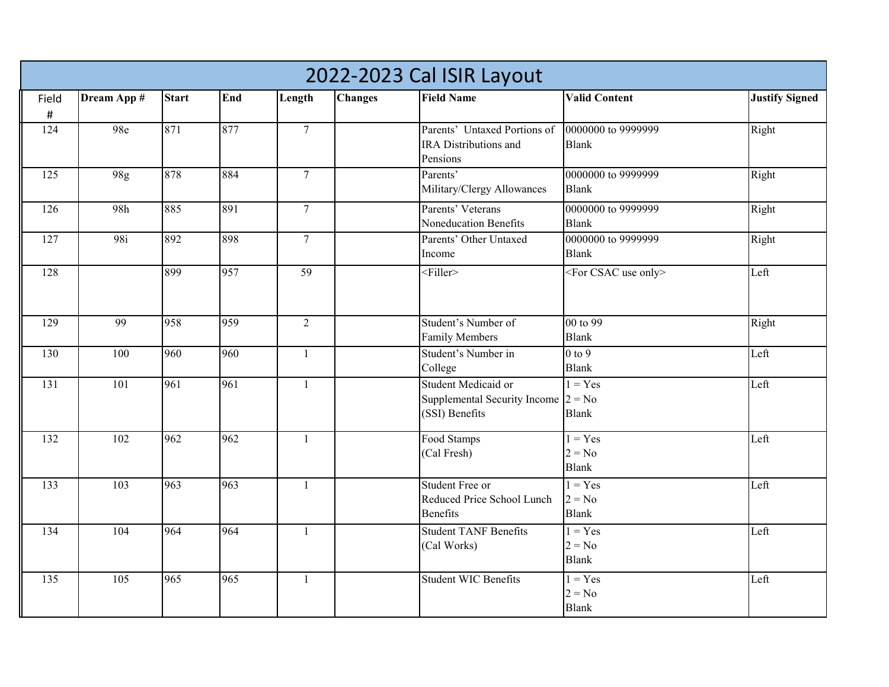# 2022-2023 Cal ISIR Layout

| Field # | Dream App # | Start | End | Length | Changes | Field Name | Valid Content | Justify Signed |
|---|---|---|---|---|---|---|---|---|
| 124 | 98e | 871 | 877 | 7 | | Parents' Untaxed Portions of IRA Distributions and Pensions | 0000000 to 9999999<br>Blank | Right |
| 125 | 98g | 878 | 884 | 7 | | Parents' Military/Clergy Allowances | 0000000 to 9999999<br>Blank | Right |
| 126 | 98h | 885 | 891 | 7 | | Parents' Veterans Noneducation Benefits | 0000000 to 9999999<br>Blank | Right |
| 127 | 98i | 892 | 898 | 7 | | Parents' Other Untaxed Income | 0000000 to 9999999<br>Blank | Right |
| 128 | | 899 | 957 | 59 | | <Filler> | <For CSAC use only> | Left |
| 129 | 99 | 958 | 959 | 2 | | Student's Number of Family Members | 00 to 99<br>Blank | Right |
| 130 | 100 | 960 | 960 | 1 | | Student's Number in College | 0 to 9<br>Blank | Left |
| 131 | 101 | 961 | 961 | 1 | | Student Medicaid or Supplemental Security Income (SSI) Benefits | 1 = Yes<br>2 = No<br>Blank | Left |
| 132 | 102 | 962 | 962 | 1 | | Food Stamps (Cal Fresh) | 1 = Yes<br>2 = No<br>Blank | Left |
| 133 | 103 | 963 | 963 | 1 | | Student Free or Reduced Price School Lunch Benefits | 1 = Yes<br>2 = No<br>Blank | Left |
| 134 | 104 | 964 | 964 | 1 | | Student TANF Benefits (Cal Works) | 1 = Yes<br>2 = No<br>Blank | Left |
| 135 | 105 | 965 | 965 | 1 | | Student WIC Benefits | 1 = Yes<br>2 = No<br>Blank | Left |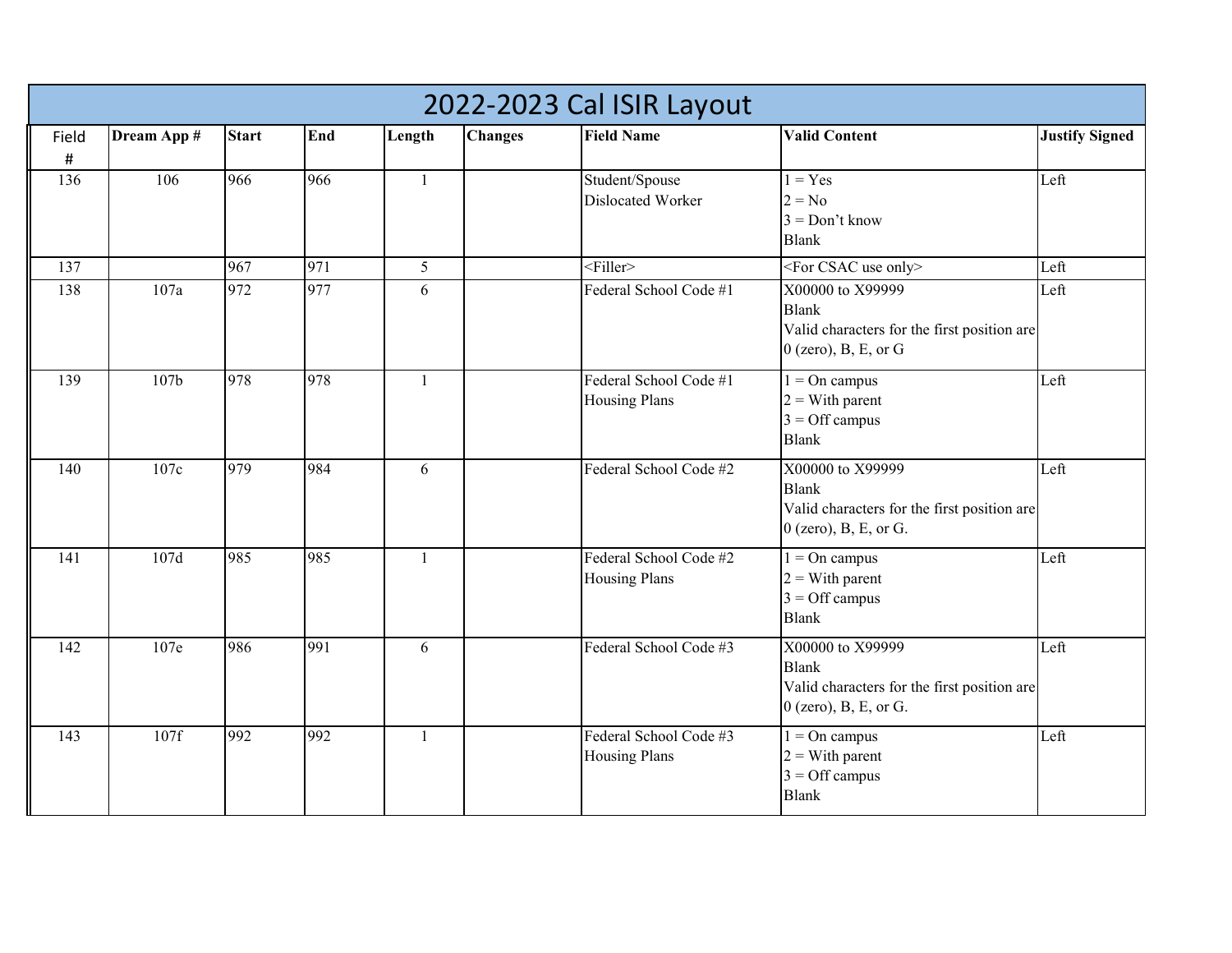# 2022-2023 Cal ISIR Layout

| Field # | Dream App # | Start | End | Length | Changes | Field Name | Valid Content | Justify Signed |
|---|---|---|---|---|---|---|---|---|
| 136 | 106 | 966 | 966 | 1 | | Student/Spouse Dislocated Worker | 1 = Yes<br>2 = No<br>3 = Don't know<br>Blank | Left |
| 137 | | 967 | 971 | 5 | | <Filler> | <For CSAC use only> | Left |
| 138 | 107a | 972 | 977 | 6 | | Federal School Code #1 | X00000 to X99999<br>Blank<br>Valid characters for the first position are 0 (zero), B, E, or G | Left |
| 139 | 107b | 978 | 978 | 1 | | Federal School Code #1 Housing Plans | 1 = On campus<br>2 = With parent<br>3 = Off campus<br>Blank | Left |
| 140 | 107c | 979 | 984 | 6 | | Federal School Code #2 | X00000 to X99999<br>Blank<br>Valid characters for the first position are 0 (zero), B, E, or G. | Left |
| 141 | 107d | 985 | 985 | 1 | | Federal School Code #2 Housing Plans | 1 = On campus<br>2 = With parent<br>3 = Off campus<br>Blank | Left |
| 142 | 107e | 986 | 991 | 6 | | Federal School Code #3 | X00000 to X99999<br>Blank<br>Valid characters for the first position are 0 (zero), B, E, or G. | Left |
| 143 | 107f | 992 | 992 | 1 | | Federal School Code #3 Housing Plans | 1 = On campus<br>2 = With parent<br>3 = Off campus<br>Blank | Left |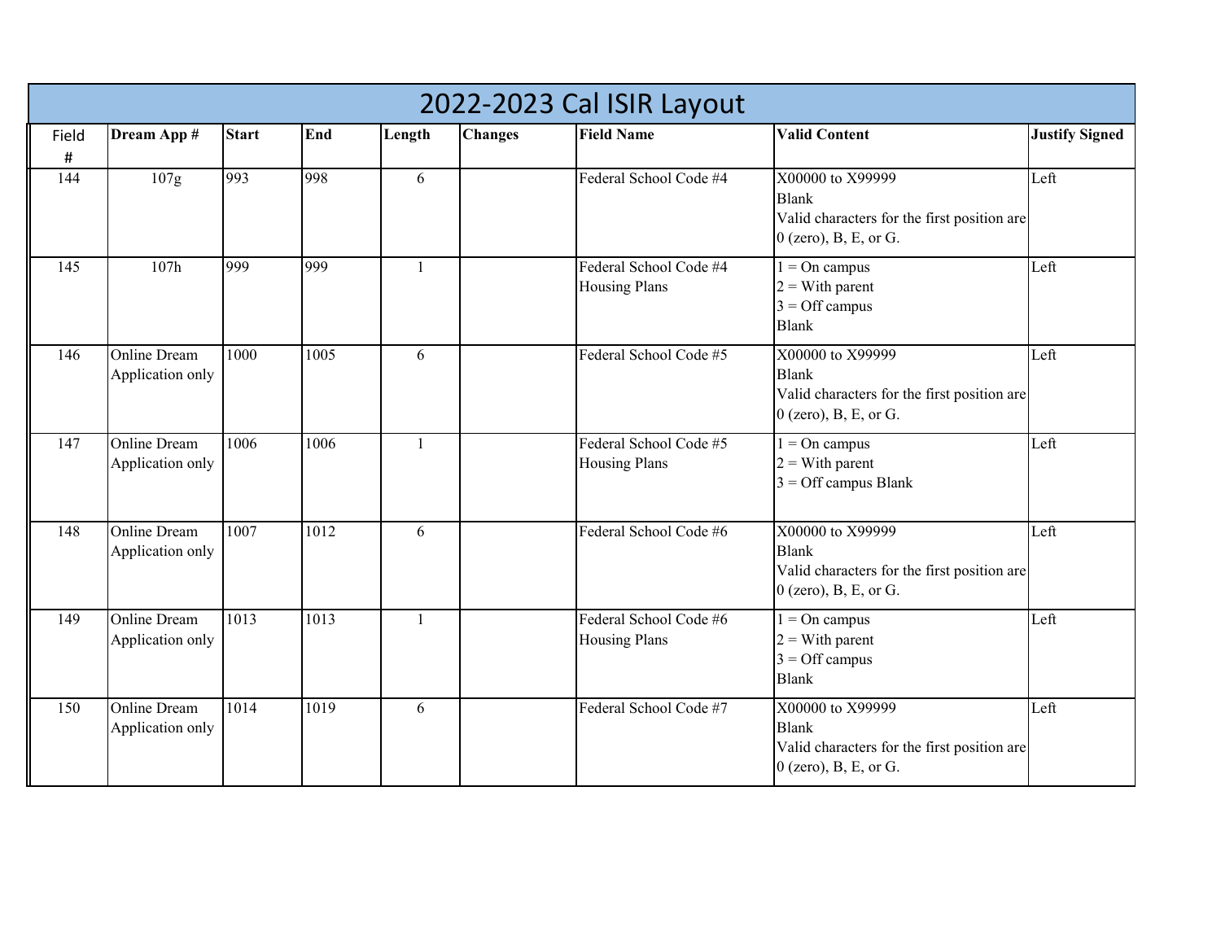# 2022-2023 Cal ISIR Layout

| Field # | Dream App # | Start | End | Length | Changes | Field Name | Valid Content | Justify Signed |
|---|---|---|---|---|---|---|---|---|
| 144 | 107g | 993 | 998 | 6 | | Federal School Code #4 | X00000 to X99999<br>Blank<br>Valid characters for the first position are 0 (zero), B, E, or G. | Left |
| 145 | 107h | 999 | 999 | 1 | | Federal School Code #4 Housing Plans | 1 = On campus<br>2 = With parent<br>3 = Off campus<br>Blank | Left |
| 146 | Online Dream Application only | 1000 | 1005 | 6 | | Federal School Code #5 | X00000 to X99999<br>Blank<br>Valid characters for the first position are 0 (zero), B, E, or G. | Left |
| 147 | Online Dream Application only | 1006 | 1006 | 1 | | Federal School Code #5 Housing Plans | 1 = On campus<br>2 = With parent<br>3 = Off campus Blank | Left |
| 148 | Online Dream Application only | 1007 | 1012 | 6 | | Federal School Code #6 | X00000 to X99999<br>Blank<br>Valid characters for the first position are 0 (zero), B, E, or G. | Left |
| 149 | Online Dream Application only | 1013 | 1013 | 1 | | Federal School Code #6 Housing Plans | 1 = On campus<br>2 = With parent<br>3 = Off campus<br>Blank | Left |
| 150 | Online Dream Application only | 1014 | 1019 | 6 | | Federal School Code #7 | X00000 to X99999<br>Blank<br>Valid characters for the first position are 0 (zero), B, E, or G. | Left |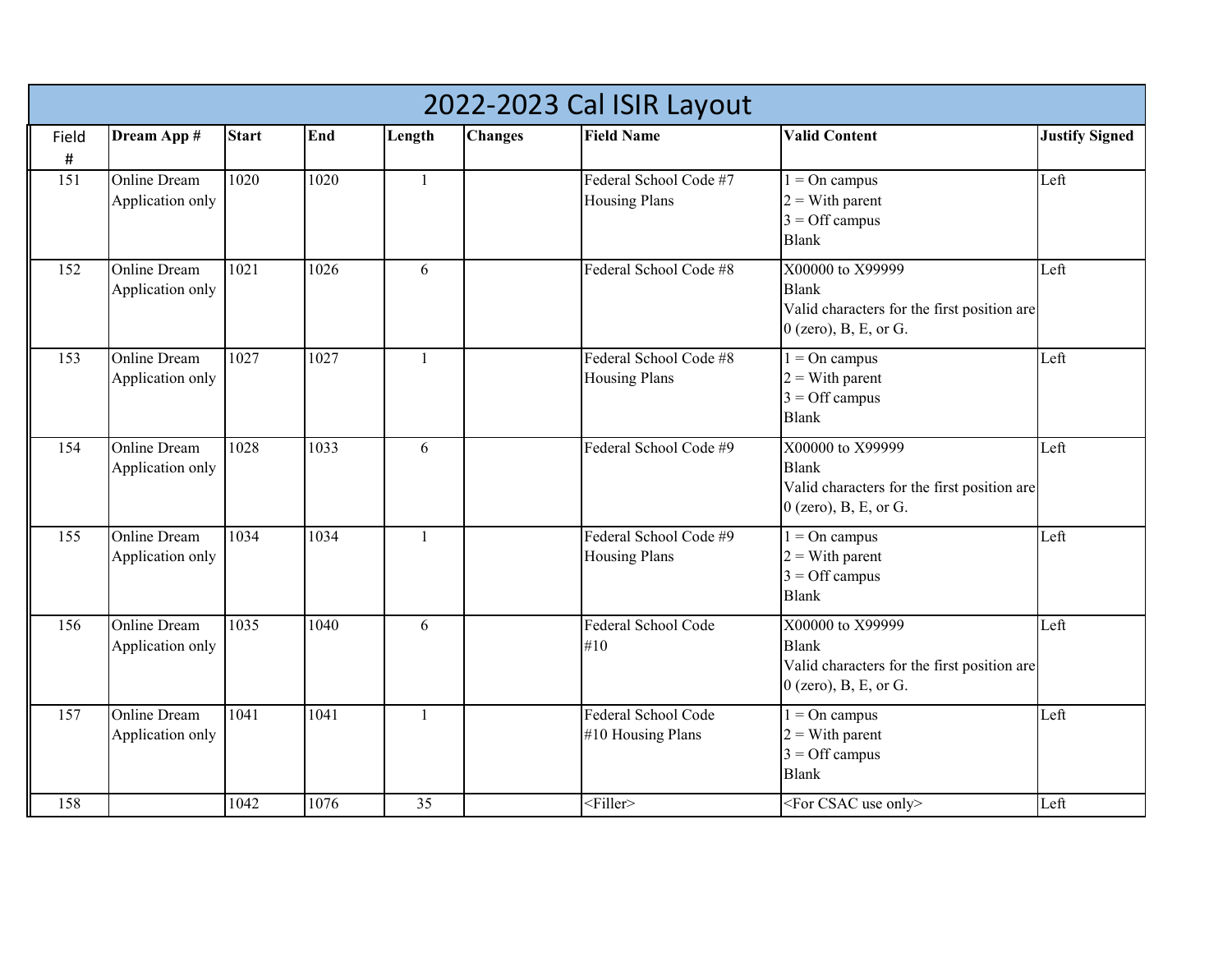# 2022-2023 Cal ISIR Layout

| Field # | Dream App # | Start | End | Length | Changes | Field Name | Valid Content | Justify Signed |
|---|---|---|---|---|---|---|---|---|
| 151 | Online Dream Application only | 1020 | 1020 | 1 | | Federal School Code #7 Housing Plans | 1 = On campus<br>2 = With parent<br>3 = Off campus<br>Blank | Left |
| 152 | Online Dream Application only | 1021 | 1026 | 6 | | Federal School Code #8 | X00000 to X99999<br>Blank<br>Valid characters for the first position are 0 (zero), B, E, or G. | Left |
| 153 | Online Dream Application only | 1027 | 1027 | 1 | | Federal School Code #8 Housing Plans | 1 = On campus<br>2 = With parent<br>3 = Off campus<br>Blank | Left |
| 154 | Online Dream Application only | 1028 | 1033 | 6 | | Federal School Code #9 | X00000 to X99999<br>Blank<br>Valid characters for the first position are 0 (zero), B, E, or G. | Left |
| 155 | Online Dream Application only | 1034 | 1034 | 1 | | Federal School Code #9 Housing Plans | 1 = On campus<br>2 = With parent<br>3 = Off campus<br>Blank | Left |
| 156 | Online Dream Application only | 1035 | 1040 | 6 | | Federal School Code #10 | X00000 to X99999<br>Blank<br>Valid characters for the first position are 0 (zero), B, E, or G. | Left |
| 157 | Online Dream Application only | 1041 | 1041 | 1 | | Federal School Code #10 Housing Plans | 1 = On campus<br>2 = With parent<br>3 = Off campus<br>Blank | Left |
| 158 | | 1042 | 1076 | 35 | | <Filler> | <For CSAC use only> | Left |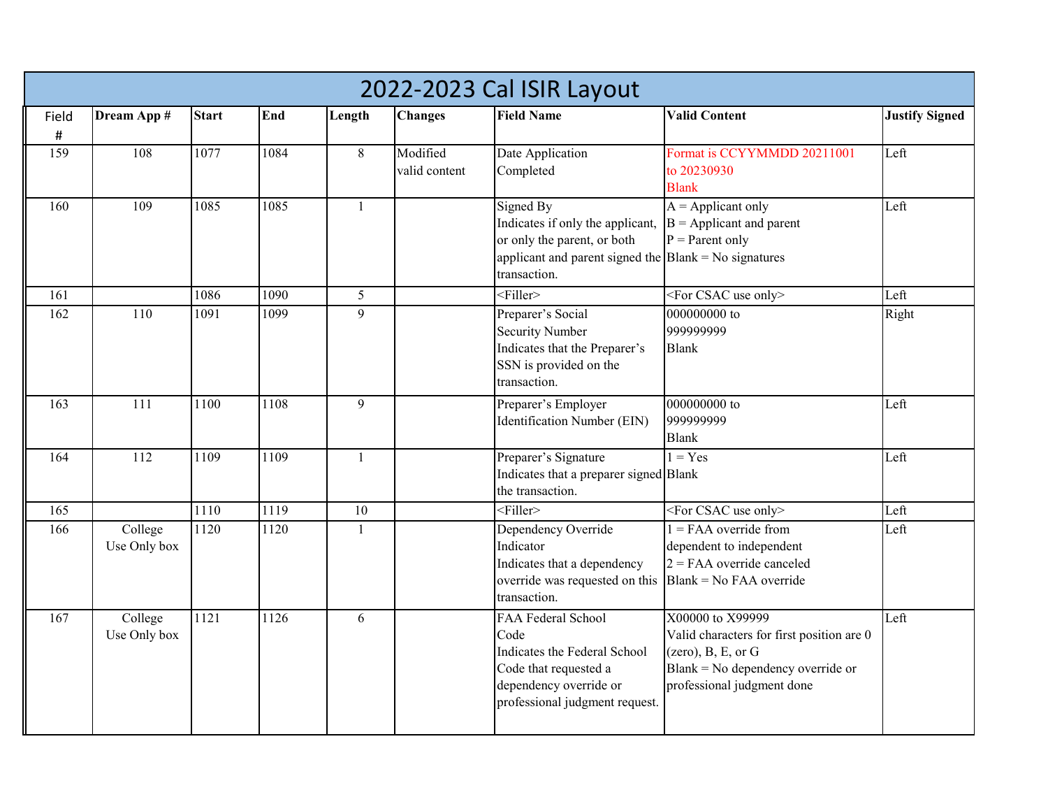# 2022-2023 Cal ISIR Layout

| Field # | Dream App # | Start | End | Length | Changes | Field Name | Valid Content | Justify Signed |
|---|---|---|---|---|---|---|---|---|
| 159 | 108 | 1077 | 1084 | 8 | Modified valid content | Date Application Completed | Format is CCYYMMDD 20211001 to 20230930<br>Blank | Left |
| 160 | 109 | 1085 | 1085 | 1 | | Signed By<br>Indicates if only the applicant, or only the parent, or both applicant and parent signed the transaction. | A = Applicant only<br>B = Applicant and parent<br>P = Parent only<br>Blank = No signatures | Left |
| 161 | | 1086 | 1090 | 5 | | <Filler> | <For CSAC use only> | Left |
| 162 | 110 | 1091 | 1099 | 9 | | Preparer's Social Security Number<br>Indicates that the Preparer's SSN is provided on the transaction. | 000000000 to 999999999<br>Blank | Right |
| 163 | 111 | 1100 | 1108 | 9 | | Preparer's Employer Identification Number (EIN) | 000000000 to 999999999<br>Blank | Left |
| 164 | 112 | 1109 | 1109 | 1 | | Preparer's Signature<br>Indicates that a preparer signed the transaction. | 1 = Yes<br>Blank | Left |
| 165 | | 1110 | 1119 | 10 | | <Filler> | <For CSAC use only> | Left |
| 166 | College Use Only box | 1120 | 1120 | 1 | | Dependency Override Indicator<br>Indicates that a dependency override was requested on this transaction. | 1 = FAA override from dependent to independent<br>2 = FAA override canceled<br>Blank = No FAA override | Left |
| 167 | College Use Only box | 1121 | 1126 | 6 | | FAA Federal School Code<br>Indicates the Federal School Code that requested a dependency override or professional judgment request. | X00000 to X99999<br>Valid characters for first position are 0 (zero), B, E, or G<br>Blank = No dependency override or professional judgment done | Left |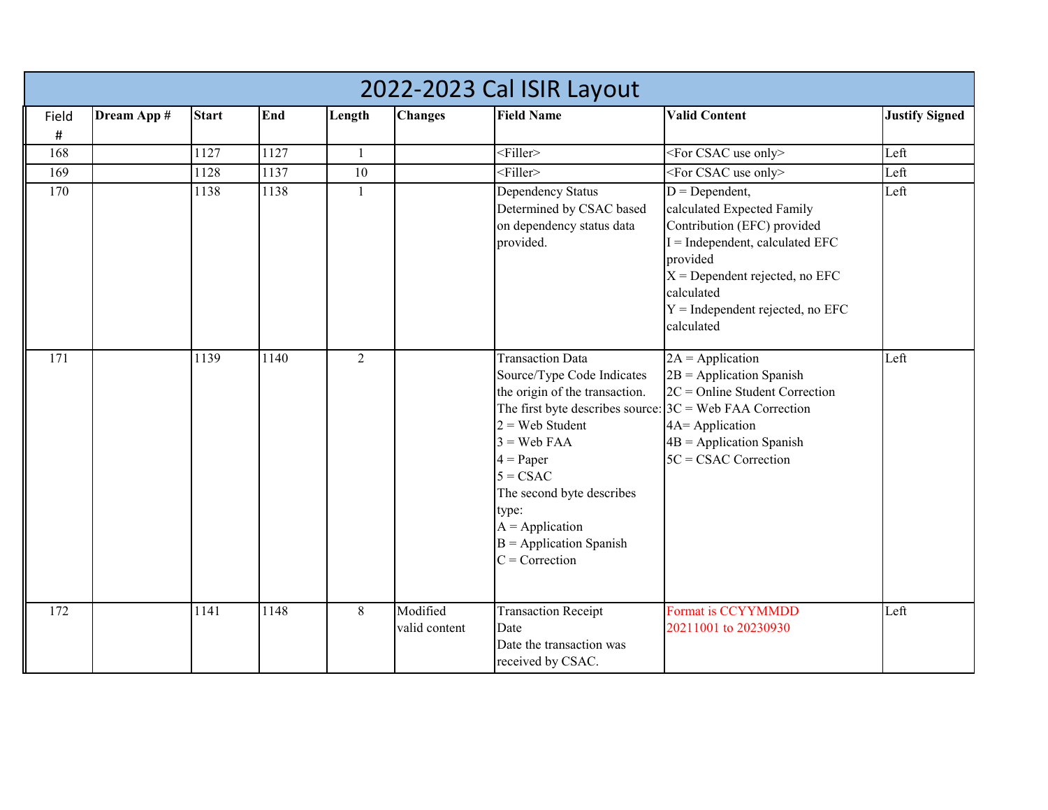# 2022-2023 Cal ISIR Layout

| Field # | Dream App # | Start | End | Length | Changes | Field Name | Valid Content | Justify Signed |
|---|---|---|---|---|---|---|---|---|
| 168 | | 1127 | 1127 | 1 | | <Filler> | <For CSAC use only> | Left |
| 169 | | 1128 | 1137 | 10 | | <Filler> | <For CSAC use only> | Left |
| 170 | | 1138 | 1138 | 1 | | Dependency Status Determined by CSAC based on dependency status data provided. | D = Dependent, calculated Expected Family Contribution (EFC) provided<br>I = Independent, calculated EFC provided<br>X = Dependent rejected, no EFC calculated<br>Y = Independent rejected, no EFC calculated | Left |
| 171 | | 1139 | 1140 | 2 | | Transaction Data Source/Type Code Indicates the origin of the transaction.<br>The first byte describes source:<br>2 = Web Student<br>3 = Web FAA<br>4 = Paper<br>5 = CSAC<br>The second byte describes type:<br>A = Application<br>B = Application Spanish<br>C = Correction | 2A = Application<br>2B = Application Spanish<br>2C = Online Student Correction<br>3C = Web FAA Correction<br>4A= Application<br>4B = Application Spanish<br>5C = CSAC Correction | Left |
| 172 | | 1141 | 1148 | 8 | Modified valid content | Transaction Receipt Date<br>Date the transaction was received by CSAC. | Format is CCYYMMDD<br>20211001 to 20230930 | Left |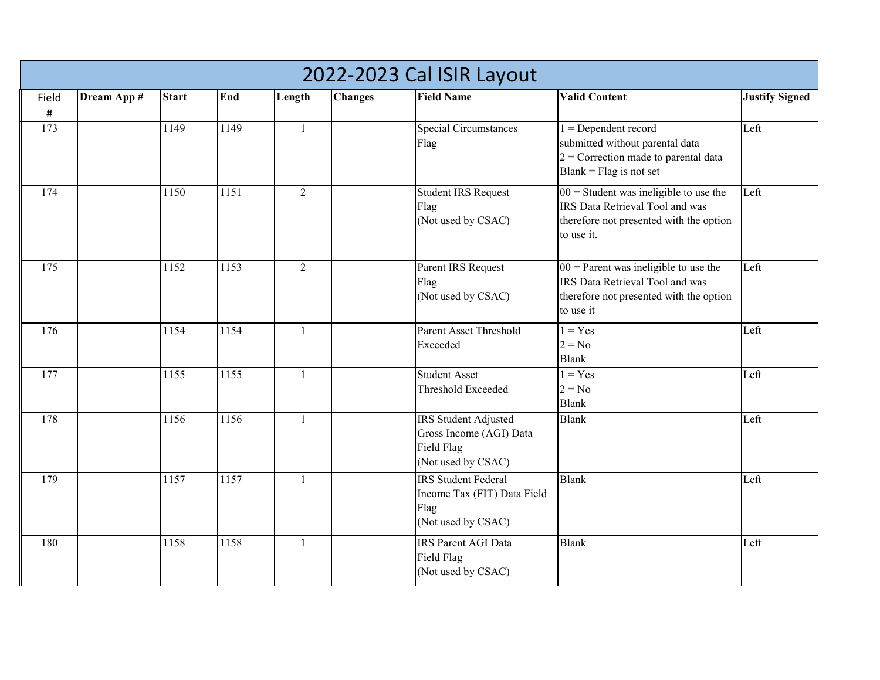# 2022-2023 Cal ISIR Layout

| Field # | Dream App # | Start | End | Length | Changes | Field Name | Valid Content | Justify Signed |
|---|---|---|---|---|---|---|---|---|
| 173 | | 1149 | 1149 | 1 | | Special Circumstances Flag | 1 = Dependent record submitted without parental data<br>2 = Correction made to parental data<br>Blank = Flag is not set | Left |
| 174 | | 1150 | 1151 | 2 | | Student IRS Request Flag<br>(Not used by CSAC) | 00 = Student was ineligible to use the IRS Data Retrieval Tool and was therefore not presented with the option to use it. | Left |
| 175 | | 1152 | 1153 | 2 | | Parent IRS Request Flag<br>(Not used by CSAC) | 00 = Parent was ineligible to use the IRS Data Retrieval Tool and was therefore not presented with the option to use it | Left |
| 176 | | 1154 | 1154 | 1 | | Parent Asset Threshold Exceeded | 1 = Yes<br>2 = No<br>Blank | Left |
| 177 | | 1155 | 1155 | 1 | | Student Asset Threshold Exceeded | 1 = Yes<br>2 = No<br>Blank | Left |
| 178 | | 1156 | 1156 | 1 | | IRS Student Adjusted Gross Income (AGI) Data Field Flag<br>(Not used by CSAC) | Blank | Left |
| 179 | | 1157 | 1157 | 1 | | IRS Student Federal Income Tax (FIT) Data Field Flag<br>(Not used by CSAC) | Blank | Left |
| 180 | | 1158 | 1158 | 1 | | IRS Parent AGI Data Field Flag<br>(Not used by CSAC) | Blank | Left |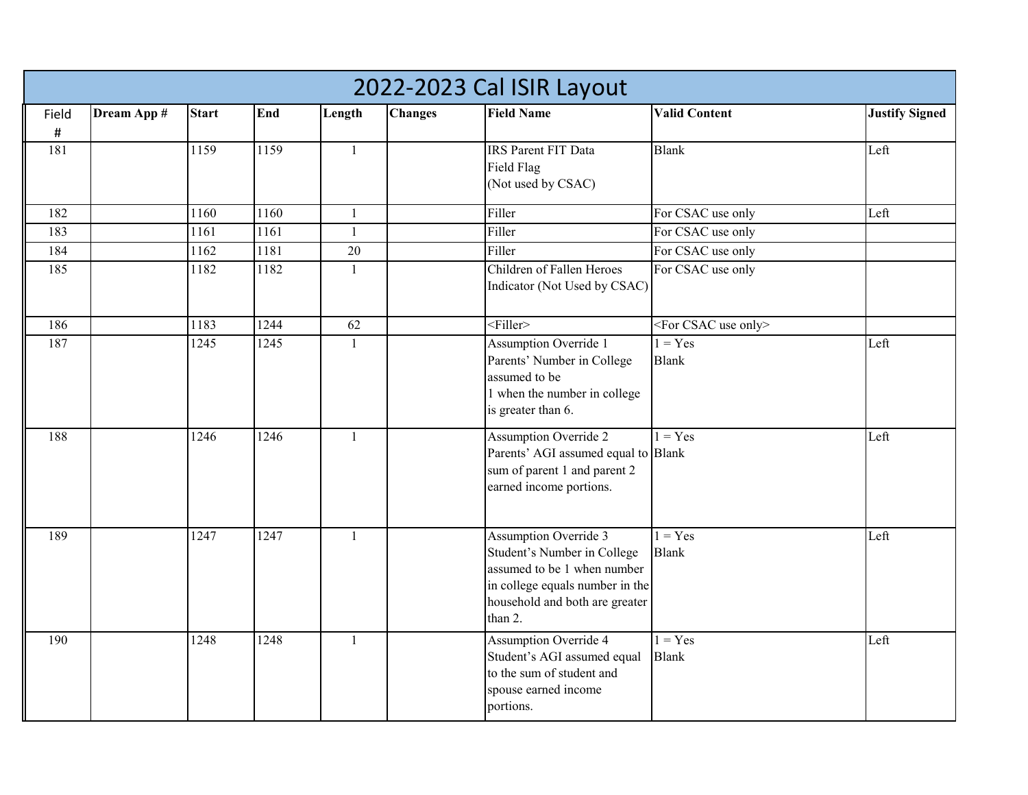# 2022-2023 Cal ISIR Layout

| Field # | Dream App # | Start | End | Length | Changes | Field Name | Valid Content | Justify Signed |
|---|---|---|---|---|---|---|---|---|
| 181 | | 1159 | 1159 | 1 | | IRS Parent FIT Data Field Flag (Not used by CSAC) | Blank | Left |
| 182 | | 1160 | 1160 | 1 | | Filler | For CSAC use only | Left |
| 183 | | 1161 | 1161 | 1 | | Filler | For CSAC use only | |
| 184 | | 1162 | 1181 | 20 | | Filler | For CSAC use only | |
| 185 | | 1182 | 1182 | 1 | | Children of Fallen Heroes Indicator (Not Used by CSAC) | For CSAC use only | |
| 186 | | 1183 | 1244 | 62 | | <Filler> | <For CSAC use only> | |
| 187 | | 1245 | 1245 | 1 | | Assumption Override 1 Parents' Number in College assumed to be 1 when the number in college is greater than 6. | 1 = Yes<br>Blank | Left |
| 188 | | 1246 | 1246 | 1 | | Assumption Override 2 Parents' AGI assumed equal to sum of parent 1 and parent 2 earned income portions. | 1 = Yes<br>Blank | Left |
| 189 | | 1247 | 1247 | 1 | | Assumption Override 3 Student's Number in College assumed to be 1 when number in college equals number in the household and both are greater than 2. | 1 = Yes<br>Blank | Left |
| 190 | | 1248 | 1248 | 1 | | Assumption Override 4 Student's AGI assumed equal to the sum of student and spouse earned income portions. | 1 = Yes<br>Blank | Left |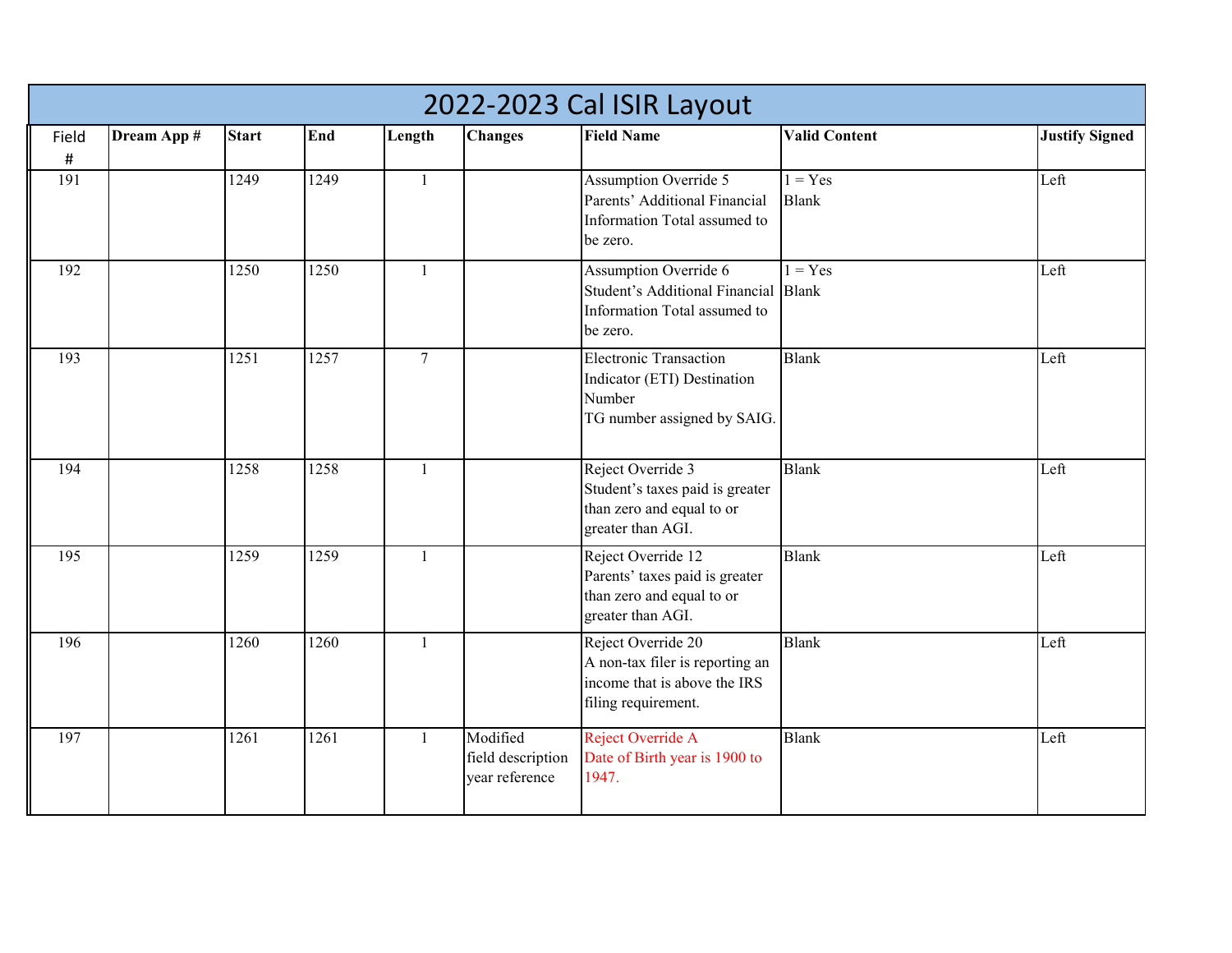# 2022-2023 Cal ISIR Layout

| Field # | Dream App # | Start | End | Length | Changes | Field Name | Valid Content | Justify Signed |
|---|---|---|---|---|---|---|---|---|
| 191 | | 1249 | 1249 | 1 | | Assumption Override 5<br>Parents' Additional Financial Information Total assumed to be zero. | 1 = Yes<br>Blank | Left |
| 192 | | 1250 | 1250 | 1 | | Assumption Override 6<br>Student's Additional Financial Information Total assumed to be zero. | 1 = Yes<br>Blank | Left |
| 193 | | 1251 | 1257 | 7 | | Electronic Transaction Indicator (ETI) Destination Number<br>TG number assigned by SAIG. | Blank | Left |
| 194 | | 1258 | 1258 | 1 | | Reject Override 3<br>Student's taxes paid is greater than zero and equal to or greater than AGI. | Blank | Left |
| 195 | | 1259 | 1259 | 1 | | Reject Override 12<br>Parents' taxes paid is greater than zero and equal to or greater than AGI. | Blank | Left |
| 196 | | 1260 | 1260 | 1 | | Reject Override 20<br>A non-tax filer is reporting an income that is above the IRS filing requirement. | Blank | Left |
| 197 | | 1261 | 1261 | 1 | Modified field description year reference | Reject Override A<br>Date of Birth year is 1900 to 1947. | Blank | Left |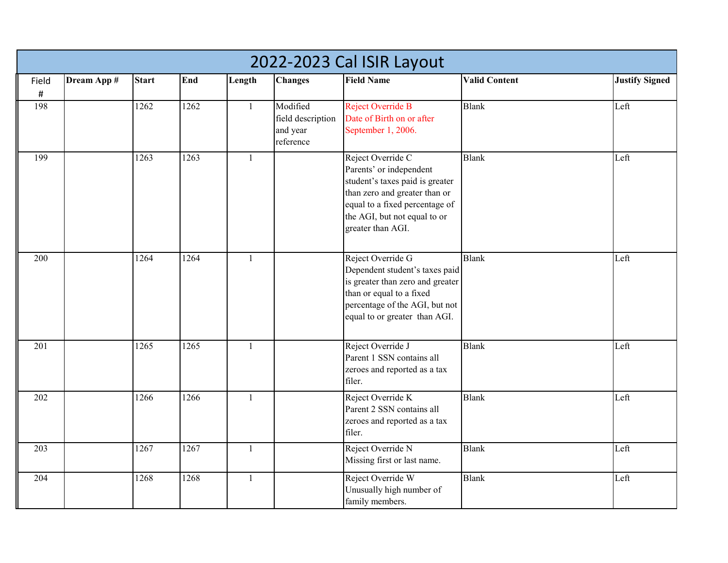# 2022-2023 Cal ISIR Layout

| Field # | Dream App # | Start | End | Length | Changes | Field Name | Valid Content | Justify Signed |
|---|---|---|---|---|---|---|---|---|
| 198 | | 1262 | 1262 | 1 | Modified field description and year reference | Reject Override B Date of Birth on or after September 1, 2006. | Blank | Left |
| 199 | | 1263 | 1263 | 1 | | Reject Override C Parents' or independent student's taxes paid is greater than zero and greater than or equal to a fixed percentage of the AGI, but not equal to or greater than AGI. | Blank | Left |
| 200 | | 1264 | 1264 | 1 | | Reject Override G Dependent student's taxes paid is greater than zero and greater than or equal to a fixed percentage of the AGI, but not equal to or greater than AGI. | Blank | Left |
| 201 | | 1265 | 1265 | 1 | | Reject Override J Parent 1 SSN contains all zeroes and reported as a tax filer. | Blank | Left |
| 202 | | 1266 | 1266 | 1 | | Reject Override K Parent 2 SSN contains all zeroes and reported as a tax filer. | Blank | Left |
| 203 | | 1267 | 1267 | 1 | | Reject Override N Missing first or last name. | Blank | Left |
| 204 | | 1268 | 1268 | 1 | | Reject Override W Unusually high number of family members. | Blank | Left |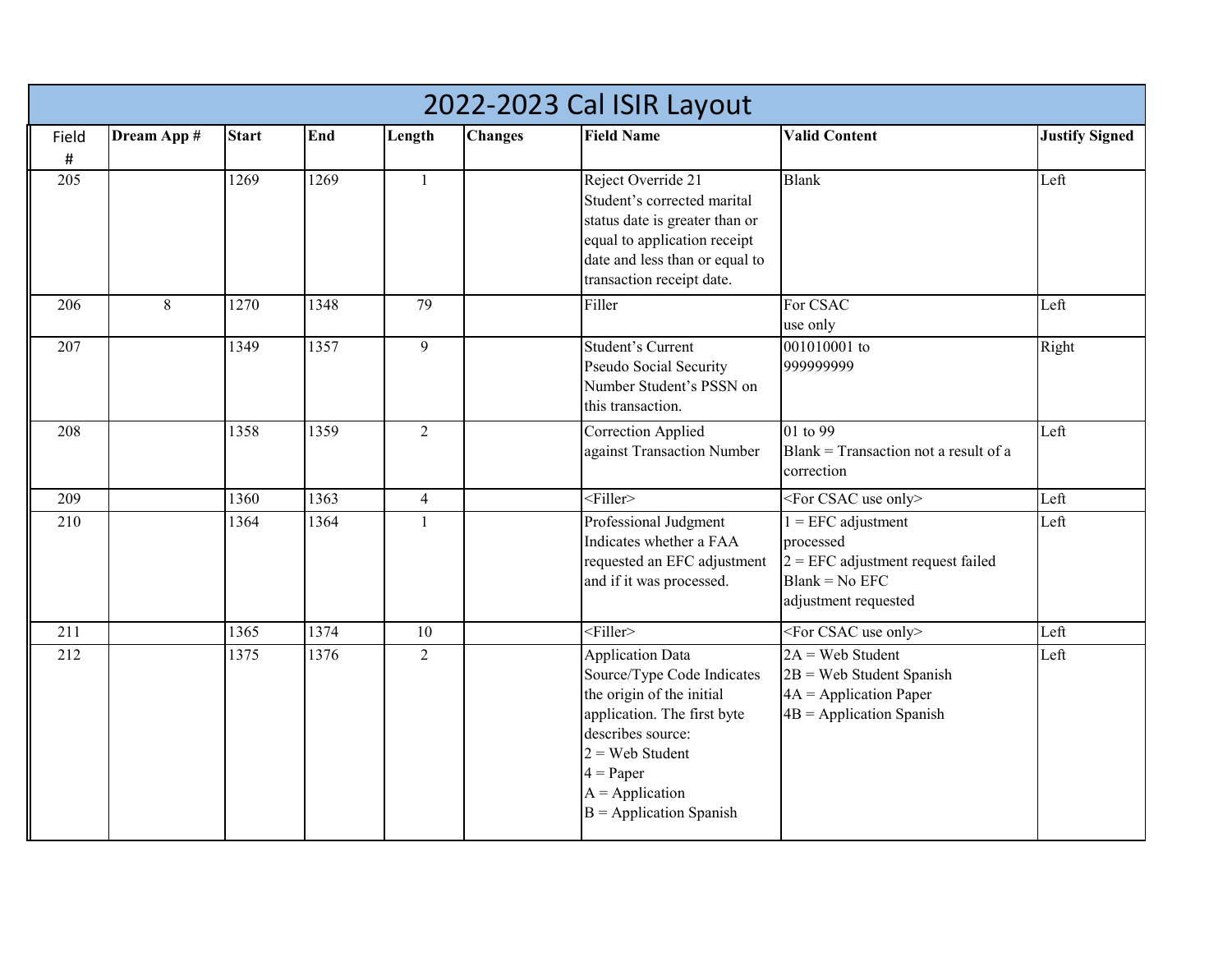# 2022-2023 Cal ISIR Layout

| Field # | Dream App # | Start | End | Length | Changes | Field Name | Valid Content | Justify Signed |
|---|---|---|---|---|---|---|---|---|
| 205 | | 1269 | 1269 | 1 | | Reject Override 21 Student's corrected marital status date is greater than or equal to application receipt date and less than or equal to transaction receipt date. | Blank | Left |
| 206 | 8 | 1270 | 1348 | 79 | | Filler | For CSAC use only | Left |
| 207 | | 1349 | 1357 | 9 | | Student's Current Pseudo Social Security Number Student's PSSN on this transaction. | 001010001 to 999999999 | Right |
| 208 | | 1358 | 1359 | 2 | | Correction Applied against Transaction Number | 01 to 99<br>Blank = Transaction not a result of a correction | Left |
| 209 | | 1360 | 1363 | 4 | | <Filler> | <For CSAC use only> | Left |
| 210 | | 1364 | 1364 | 1 | | Professional Judgment Indicates whether a FAA requested an EFC adjustment and if it was processed. | 1 = EFC adjustment processed<br>2 = EFC adjustment request failed<br>Blank = No EFC adjustment requested | Left |
| 211 | | 1365 | 1374 | 10 | | <Filler> | <For CSAC use only> | Left |
| 212 | | 1375 | 1376 | 2 | | Application Data Source/Type Code Indicates the origin of the initial application. The first byte describes source:<br>2 = Web Student<br>4 = Paper<br>A = Application<br>B = Application Spanish | 2A = Web Student<br>2B = Web Student Spanish<br>4A = Application Paper<br>4B = Application Spanish | Left |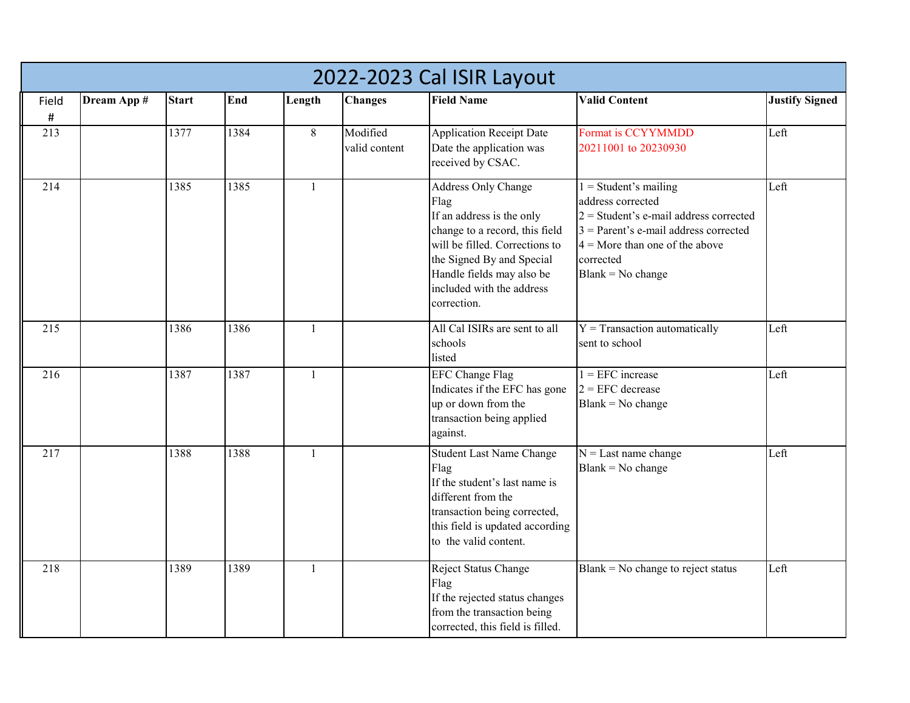# 2022-2023 Cal ISIR Layout

| Field # | Dream App # | Start | End | Length | Changes | Field Name | Valid Content | Justify Signed |
|---|---|---|---|---|---|---|---|---|
| 213 | | 1377 | 1384 | 8 | Modified valid content | Application Receipt Date Date the application was received by CSAC. | Format is CCYYMMDD 20211001 to 20230930 | Left |
| 214 | | 1385 | 1385 | 1 | | Address Only Change Flag If an address is the only change to a record, this field will be filled. Corrections to the Signed By and Special Handle fields may also be included with the address correction. | 1 = Student's mailing address corrected 2 = Student's e-mail address corrected 3 = Parent's e-mail address corrected 4 = More than one of the above corrected Blank = No change | Left |
| 215 | | 1386 | 1386 | 1 | | All Cal ISIRs are sent to all schools listed | Y = Transaction automatically sent to school | Left |
| 216 | | 1387 | 1387 | 1 | | EFC Change Flag Indicates if the EFC has gone up or down from the transaction being applied against. | 1 = EFC increase 2 = EFC decrease Blank = No change | Left |
| 217 | | 1388 | 1388 | 1 | | Student Last Name Change Flag If the student's last name is different from the transaction being corrected, this field is updated according to the valid content. | N = Last name change Blank = No change | Left |
| 218 | | 1389 | 1389 | 1 | | Reject Status Change Flag If the rejected status changes from the transaction being corrected, this field is filled. | Blank = No change to reject status | Left |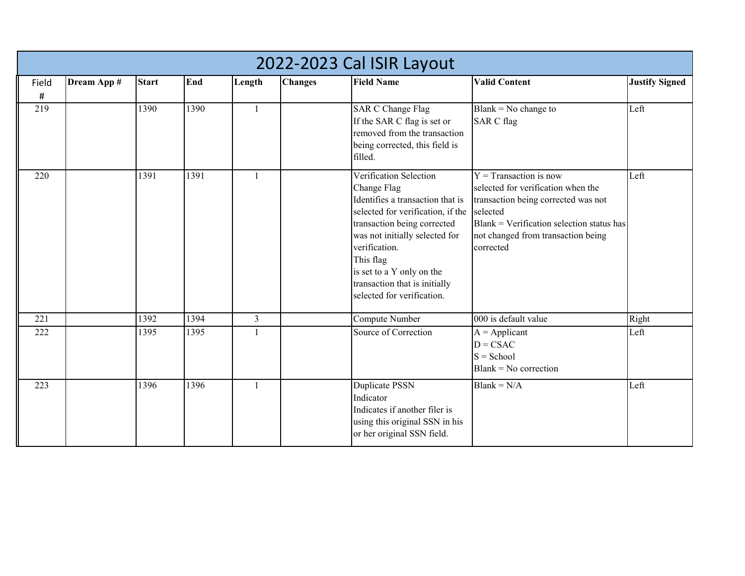# 2022-2023 Cal ISIR Layout

| Field # | Dream App # | Start | End | Length | Changes | Field Name | Valid Content | Justify Signed |
|---|---|---|---|---|---|---|---|---|
| 219 | | 1390 | 1390 | 1 | | SAR C Change Flag<br>If the SAR C flag is set or removed from the transaction being corrected, this field is filled. | Blank = No change to SAR C flag | Left |
| 220 | | 1391 | 1391 | 1 | | Verification Selection Change Flag<br>Identifies a transaction that is selected for verification, if the transaction being corrected was not initially selected for verification.<br>This flag is set to a Y only on the transaction that is initially selected for verification. | Y = Transaction is now selected for verification when the transaction being corrected was not selected<br>Blank = Verification selection status has not changed from transaction being corrected | Left |
| 221 | | 1392 | 1394 | 3 | | Compute Number | 000 is default value | Right |
| 222 | | 1395 | 1395 | 1 | | Source of Correction | A = Applicant<br>D = CSAC<br>S = School<br>Blank = No correction | Left |
| 223 | | 1396 | 1396 | 1 | | Duplicate PSSN Indicator<br>Indicates if another filer is using this original SSN in his or her original SSN field. | Blank = N/A | Left |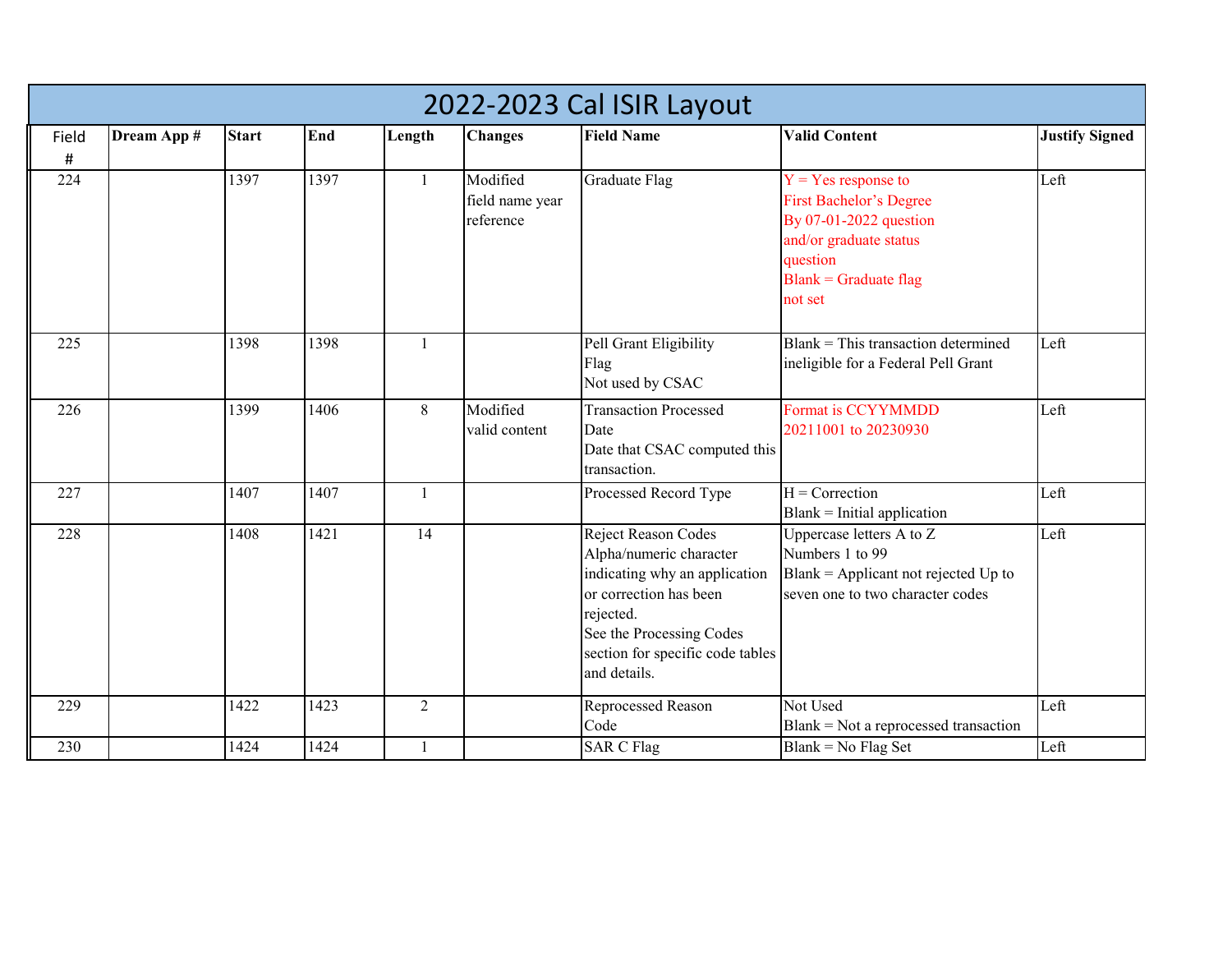# 2022-2023 Cal ISIR Layout

| Field # | Dream App # | Start | End | Length | Changes | Field Name | Valid Content | Justify Signed |
|---|---|---|---|---|---|---|---|---|
| 224 | | 1397 | 1397 | 1 | Modified field name year reference | Graduate Flag | Y = Yes response to First Bachelor's Degree By 07-01-2022 question and/or graduate status question<br>Blank = Graduate flag not set | Left |
| 225 | | 1398 | 1398 | 1 | | Pell Grant Eligibility Flag<br>Not used by CSAC | Blank = This transaction determined ineligible for a Federal Pell Grant | Left |
| 226 | | 1399 | 1406 | 8 | Modified valid content | Transaction Processed Date<br>Date that CSAC computed this transaction. | Format is CCYYMMDD<br>20211001 to 20230930 | Left |
| 227 | | 1407 | 1407 | 1 | | Processed Record Type | H = Correction<br>Blank = Initial application | Left |
| 228 | | 1408 | 1421 | 14 | | Reject Reason Codes<br>Alpha/numeric character indicating why an application or correction has been rejected.<br>See the Processing Codes section for specific code tables and details. | Uppercase letters A to Z<br>Numbers 1 to 99<br>Blank = Applicant not rejected Up to seven one to two character codes | Left |
| 229 | | 1422 | 1423 | 2 | | Reprocessed Reason Code | Not Used<br>Blank = Not a reprocessed transaction | Left |
| 230 | | 1424 | 1424 | 1 | | SAR C Flag | Blank = No Flag Set | Left |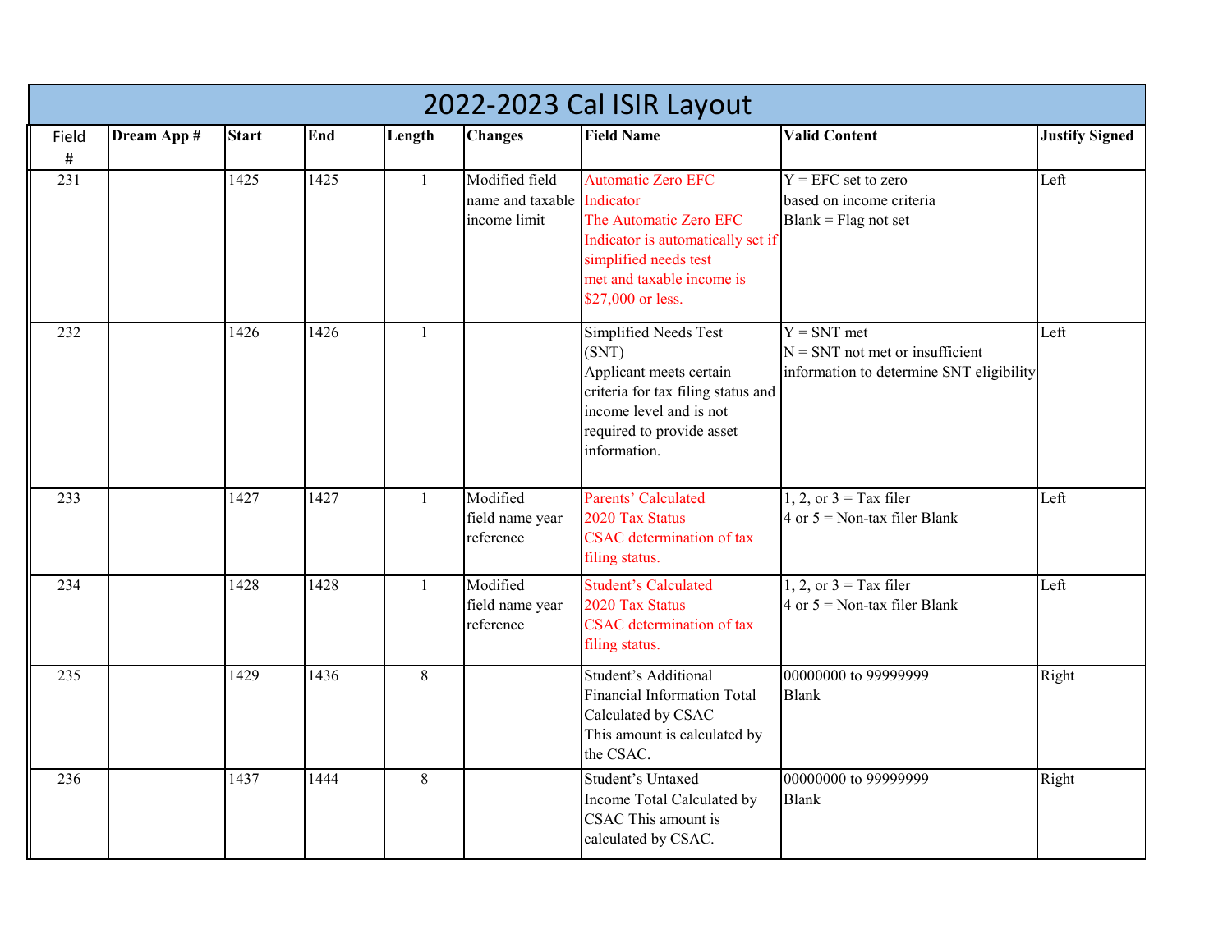# 2022-2023 Cal ISIR Layout

| Field # | Dream App # | Start | End | Length | Changes | Field Name | Valid Content | Justify Signed |
|---|---|---|---|---|---|---|---|---|
| 231 | | 1425 | 1425 | 1 | Modified field name and taxable income limit | Automatic Zero EFC Indicator<br>The Automatic Zero EFC Indicator is automatically set if simplified needs test met and taxable income is $27,000 or less. | Y = EFC set to zero based on income criteria<br>Blank = Flag not set | Left |
| 232 | | 1426 | 1426 | 1 | | Simplified Needs Test (SNT)<br>Applicant meets certain criteria for tax filing status and income level and is not required to provide asset information. | Y = SNT met<br>N = SNT not met or insufficient information to determine SNT eligibility | Left |
| 233 | | 1427 | 1427 | 1 | Modified field name year reference | Parents' Calculated 2020 Tax Status<br>CSAC determination of tax filing status. | 1, 2, or 3 = Tax filer<br>4 or 5 = Non-tax filer Blank | Left |
| 234 | | 1428 | 1428 | 1 | Modified field name year reference | Student's Calculated 2020 Tax Status<br>CSAC determination of tax filing status. | 1, 2, or 3 = Tax filer<br>4 or 5 = Non-tax filer Blank | Left |
| 235 | | 1429 | 1436 | 8 | | Student's Additional Financial Information Total Calculated by CSAC<br>This amount is calculated by the CSAC. | 00000000 to 99999999<br>Blank | Right |
| 236 | | 1437 | 1444 | 8 | | Student's Untaxed Income Total Calculated by CSAC This amount is calculated by CSAC. | 00000000 to 99999999<br>Blank | Right |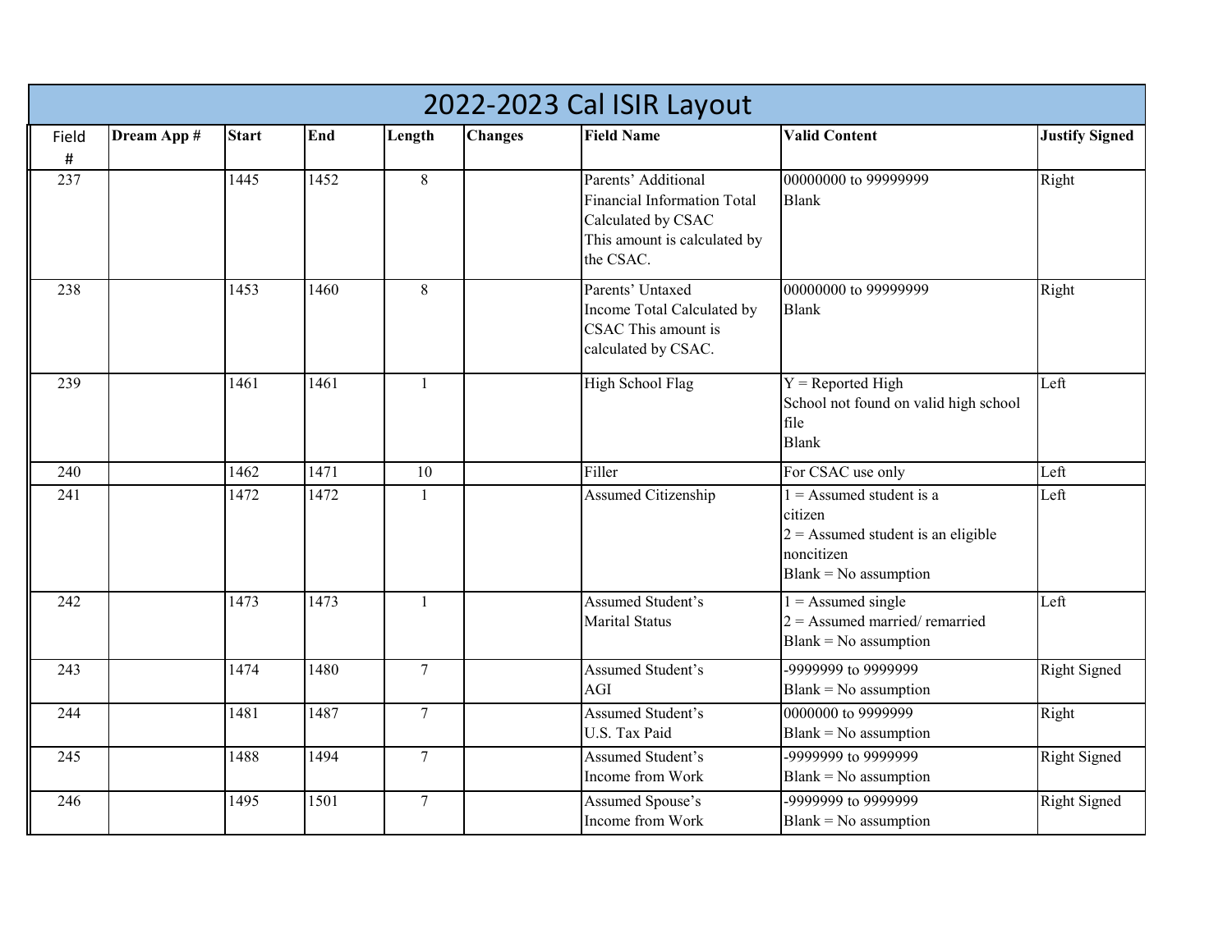# 2022-2023 Cal ISIR Layout

| Field # | Dream App # | Start | End | Length | Changes | Field Name | Valid Content | Justify Signed |
|---|---|---|---|---|---|---|---|---|
| 237 | | 1445 | 1452 | 8 | | Parents' Additional Financial Information Total Calculated by CSAC This amount is calculated by the CSAC. | 00000000 to 99999999<br>Blank | Right |
| 238 | | 1453 | 1460 | 8 | | Parents' Untaxed Income Total Calculated by CSAC This amount is calculated by CSAC. | 00000000 to 99999999<br>Blank | Right |
| 239 | | 1461 | 1461 | 1 | | High School Flag | Y = Reported High School not found on valid high school file<br>Blank | Left |
| 240 | | 1462 | 1471 | 10 | | Filler | For CSAC use only | Left |
| 241 | | 1472 | 1472 | 1 | | Assumed Citizenship | 1 = Assumed student is a citizen<br>2 = Assumed student is an eligible noncitizen<br>Blank = No assumption | Left |
| 242 | | 1473 | 1473 | 1 | | Assumed Student's Marital Status | 1 = Assumed single<br>2 = Assumed married/ remarried<br>Blank = No assumption | Left |
| 243 | | 1474 | 1480 | 7 | | Assumed Student's AGI | -9999999 to 9999999<br>Blank = No assumption | Right Signed |
| 244 | | 1481 | 1487 | 7 | | Assumed Student's U.S. Tax Paid | 0000000 to 9999999<br>Blank = No assumption | Right |
| 245 | | 1488 | 1494 | 7 | | Assumed Student's Income from Work | -9999999 to 9999999<br>Blank = No assumption | Right Signed |
| 246 | | 1495 | 1501 | 7 | | Assumed Spouse's Income from Work | -9999999 to 9999999<br>Blank = No assumption | Right Signed |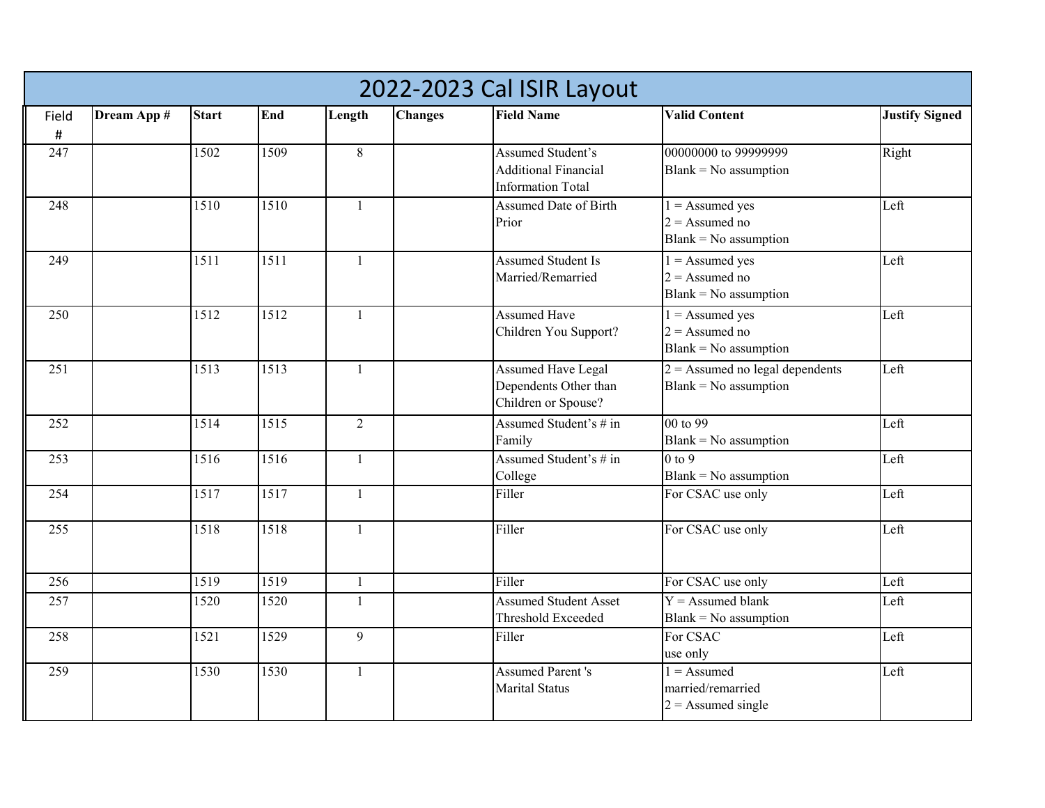# 2022-2023 Cal ISIR Layout

| Field # | Dream App # | Start | End | Length | Changes | Field Name | Valid Content | Justify Signed |
|---|---|---|---|---|---|---|---|---|
| 247 | | 1502 | 1509 | 8 | | Assumed Student's Additional Financial Information Total | 00000000 to 99999999<br>Blank = No assumption | Right |
| 248 | | 1510 | 1510 | 1 | | Assumed Date of Birth Prior | 1 = Assumed yes<br>2 = Assumed no<br>Blank = No assumption | Left |
| 249 | | 1511 | 1511 | 1 | | Assumed Student Is Married/Remarried | 1 = Assumed yes<br>2 = Assumed no<br>Blank = No assumption | Left |
| 250 | | 1512 | 1512 | 1 | | Assumed Have Children You Support? | 1 = Assumed yes<br>2 = Assumed no<br>Blank = No assumption | Left |
| 251 | | 1513 | 1513 | 1 | | Assumed Have Legal Dependents Other than Children or Spouse? | 2 = Assumed no legal dependents<br>Blank = No assumption | Left |
| 252 | | 1514 | 1515 | 2 | | Assumed Student's # in Family | 00 to 99<br>Blank = No assumption | Left |
| 253 | | 1516 | 1516 | 1 | | Assumed Student's # in College | 0 to 9<br>Blank = No assumption | Left |
| 254 | | 1517 | 1517 | 1 | | Filler | For CSAC use only | Left |
| 255 | | 1518 | 1518 | 1 | | Filler | For CSAC use only | Left |
| 256 | | 1519 | 1519 | 1 | | Filler | For CSAC use only | Left |
| 257 | | 1520 | 1520 | 1 | | Assumed Student Asset Threshold Exceeded | Y = Assumed blank<br>Blank = No assumption | Left |
| 258 | | 1521 | 1529 | 9 | | Filler | For CSAC use only | Left |
| 259 | | 1530 | 1530 | 1 | | Assumed Parent 's Marital Status | 1 = Assumed married/remarried<br>2 = Assumed single | Left |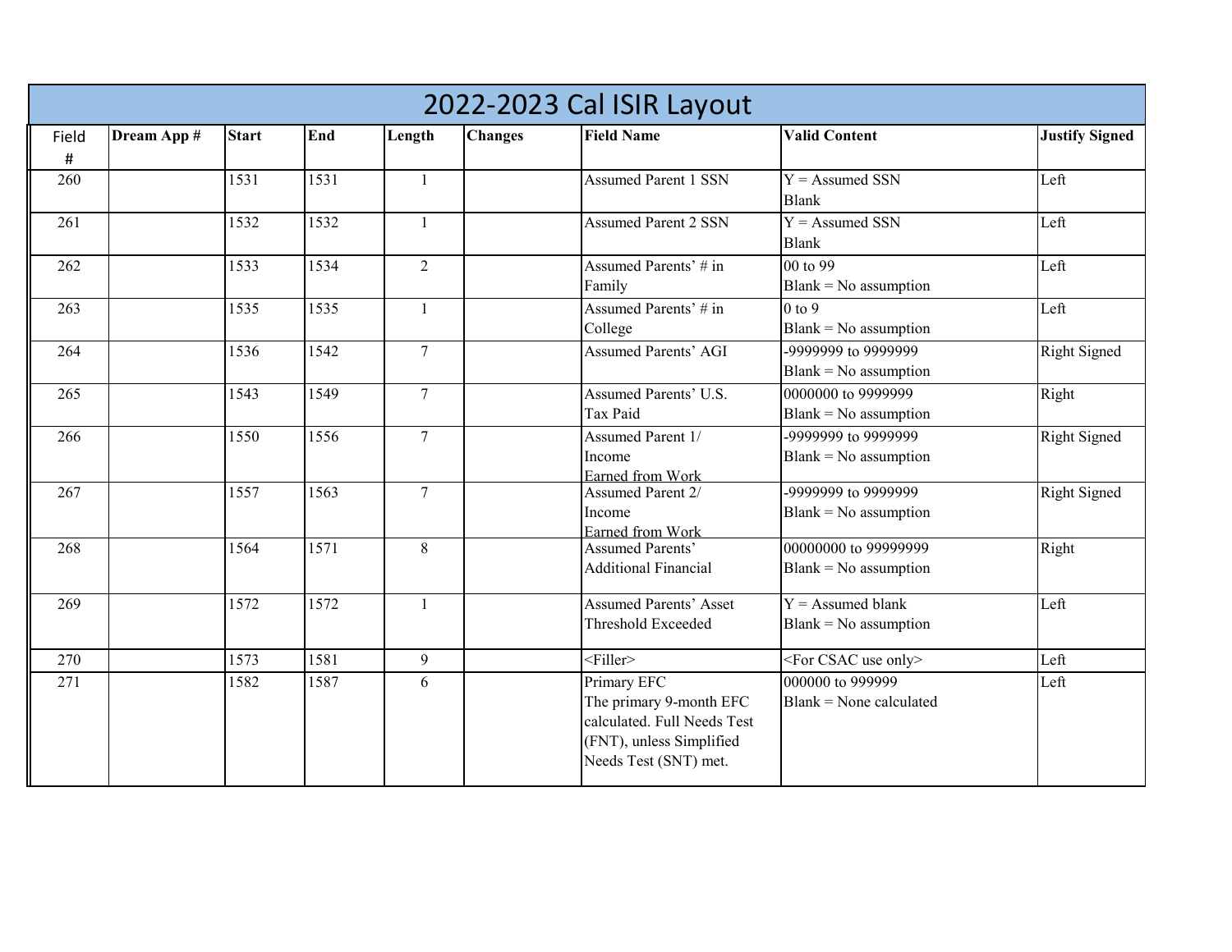# 2022-2023 Cal ISIR Layout

| Field # | Dream App # | Start | End | Length | Changes | Field Name | Valid Content | Justify Signed |
|---|---|---|---|---|---|---|---|---|
| 260 | | 1531 | 1531 | 1 | | Assumed Parent 1 SSN | Y = Assumed SSN<br>Blank | Left |
| 261 | | 1532 | 1532 | 1 | | Assumed Parent 2 SSN | Y = Assumed SSN<br>Blank | Left |
| 262 | | 1533 | 1534 | 2 | | Assumed Parents' # in Family | 00 to 99<br>Blank = No assumption | Left |
| 263 | | 1535 | 1535 | 1 | | Assumed Parents' # in College | 0 to 9<br>Blank = No assumption | Left |
| 264 | | 1536 | 1542 | 7 | | Assumed Parents' AGI | -9999999 to 9999999<br>Blank = No assumption | Right Signed |
| 265 | | 1543 | 1549 | 7 | | Assumed Parents' U.S. Tax Paid | 0000000 to 9999999<br>Blank = No assumption | Right |
| 266 | | 1550 | 1556 | 7 | | Assumed Parent 1/ Income Earned from Work | -9999999 to 9999999<br>Blank = No assumption | Right Signed |
| 267 | | 1557 | 1563 | 7 | | Assumed Parent 2/ Income Earned from Work | -9999999 to 9999999<br>Blank = No assumption | Right Signed |
| 268 | | 1564 | 1571 | 8 | | Assumed Parents' Additional Financial | 00000000 to 99999999<br>Blank = No assumption | Right |
| 269 | | 1572 | 1572 | 1 | | Assumed Parents' Asset Threshold Exceeded | Y = Assumed blank<br>Blank = No assumption | Left |
| 270 | | 1573 | 1581 | 9 | | <Filler> | <For CSAC use only> | Left |
| 271 | | 1582 | 1587 | 6 | | Primary EFC<br>The primary 9-month EFC calculated. Full Needs Test (FNT), unless Simplified Needs Test (SNT) met. | 000000 to 999999<br>Blank = None calculated | Left |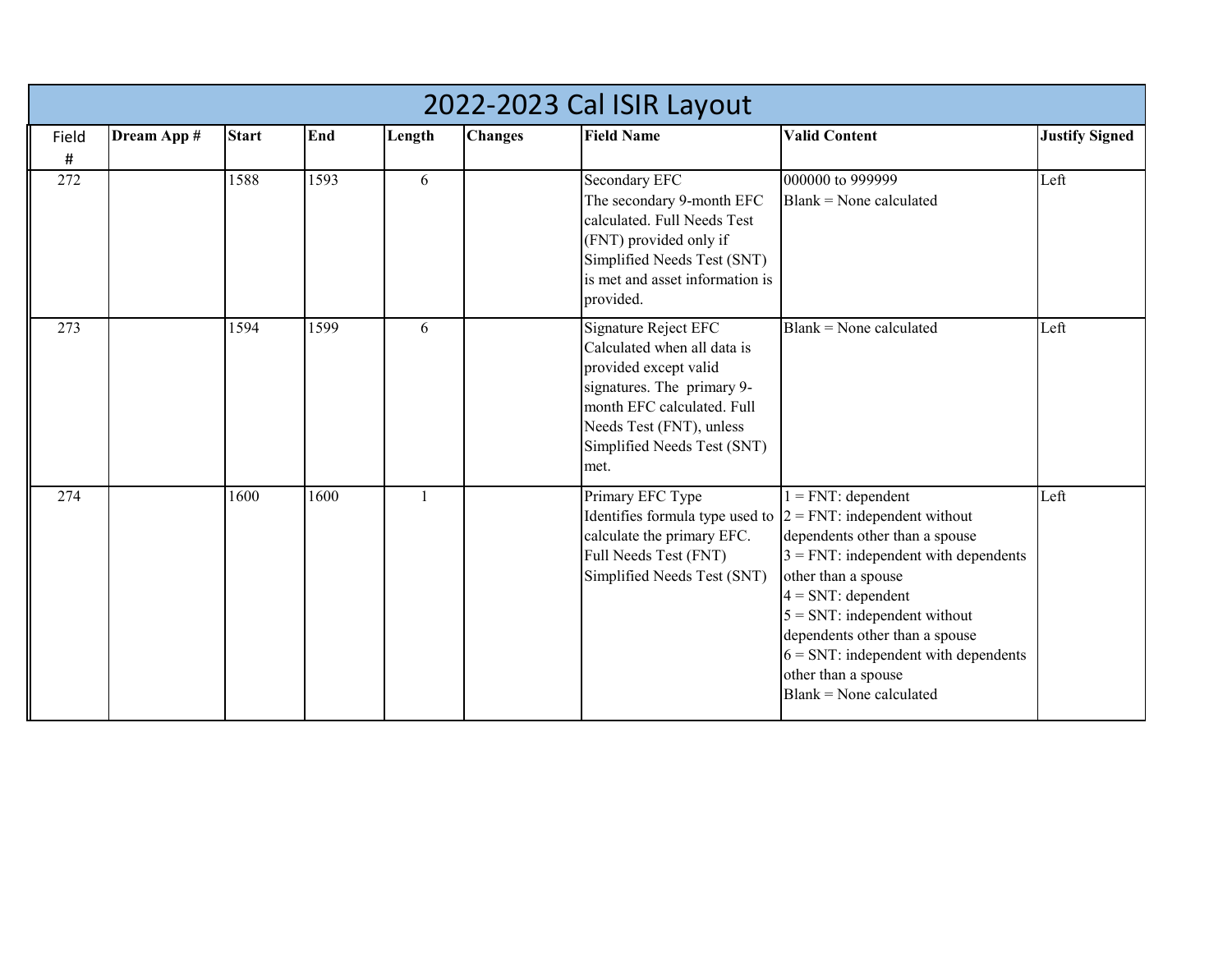# 2022-2023 Cal ISIR Layout

| Field # | Dream App # | Start | End | Length | Changes | Field Name | Valid Content | Justify Signed |
|---|---|---|---|---|---|---|---|---|
| 272 | | 1588 | 1593 | 6 | | Secondary EFC<br>The secondary 9-month EFC calculated. Full Needs Test (FNT) provided only if Simplified Needs Test (SNT) is met and asset information is provided. | 000000 to 999999<br>Blank = None calculated | Left |
| 273 | | 1594 | 1599 | 6 | | Signature Reject EFC<br>Calculated when all data is provided except valid signatures. The primary 9-month EFC calculated. Full Needs Test (FNT), unless Simplified Needs Test (SNT) met. | Blank = None calculated | Left |
| 274 | | 1600 | 1600 | 1 | | Primary EFC Type<br>Identifies formula type used to calculate the primary EFC.<br>Full Needs Test (FNT)<br>Simplified Needs Test (SNT) | 1 = FNT: dependent<br>2 = FNT: independent without dependents other than a spouse<br>3 = FNT: independent with dependents other than a spouse<br>4 = SNT: dependent<br>5 = SNT: independent without dependents other than a spouse<br>6 = SNT: independent with dependents other than a spouse<br>Blank = None calculated | Left |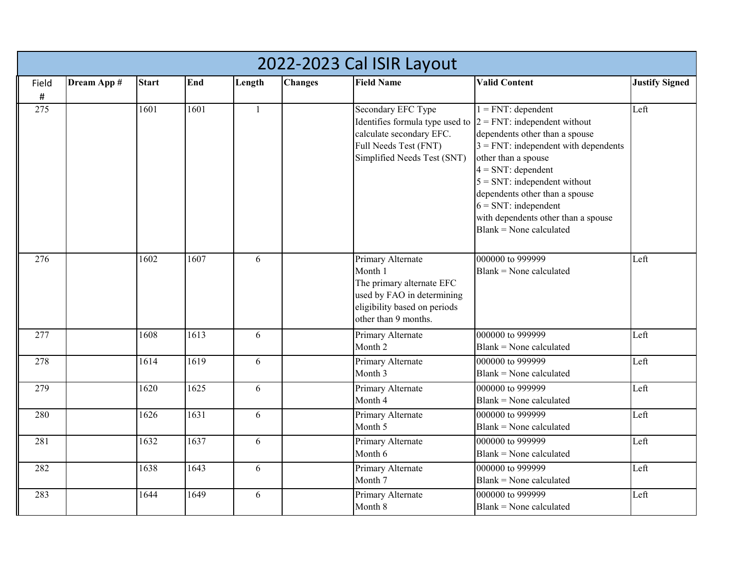# 2022-2023 Cal ISIR Layout

| Field # | Dream App # | Start | End | Length | Changes | Field Name | Valid Content | Justify Signed |
|---|---|---|---|---|---|---|---|---|
| 275 | | 1601 | 1601 | 1 | | Secondary EFC Type Identifies formula type used to calculate secondary EFC. Full Needs Test (FNT) Simplified Needs Test (SNT) | 1 = FNT: dependent<br>2 = FNT: independent without dependents other than a spouse<br>3 = FNT: independent with dependents other than a spouse<br>4 = SNT: dependent<br>5 = SNT: independent without dependents other than a spouse<br>6 = SNT: independent with dependents other than a spouse<br>Blank = None calculated | Left |
| 276 | | 1602 | 1607 | 6 | | Primary Alternate Month 1 The primary alternate EFC used by FAO in determining eligibility based on periods other than 9 months. | 000000 to 999999<br>Blank = None calculated | Left |
| 277 | | 1608 | 1613 | 6 | | Primary Alternate Month 2 | 000000 to 999999<br>Blank = None calculated | Left |
| 278 | | 1614 | 1619 | 6 | | Primary Alternate Month 3 | 000000 to 999999<br>Blank = None calculated | Left |
| 279 | | 1620 | 1625 | 6 | | Primary Alternate Month 4 | 000000 to 999999<br>Blank = None calculated | Left |
| 280 | | 1626 | 1631 | 6 | | Primary Alternate Month 5 | 000000 to 999999<br>Blank = None calculated | Left |
| 281 | | 1632 | 1637 | 6 | | Primary Alternate Month 6 | 000000 to 999999<br>Blank = None calculated | Left |
| 282 | | 1638 | 1643 | 6 | | Primary Alternate Month 7 | 000000 to 999999<br>Blank = None calculated | Left |
| 283 | | 1644 | 1649 | 6 | | Primary Alternate Month 8 | 000000 to 999999<br>Blank = None calculated | Left |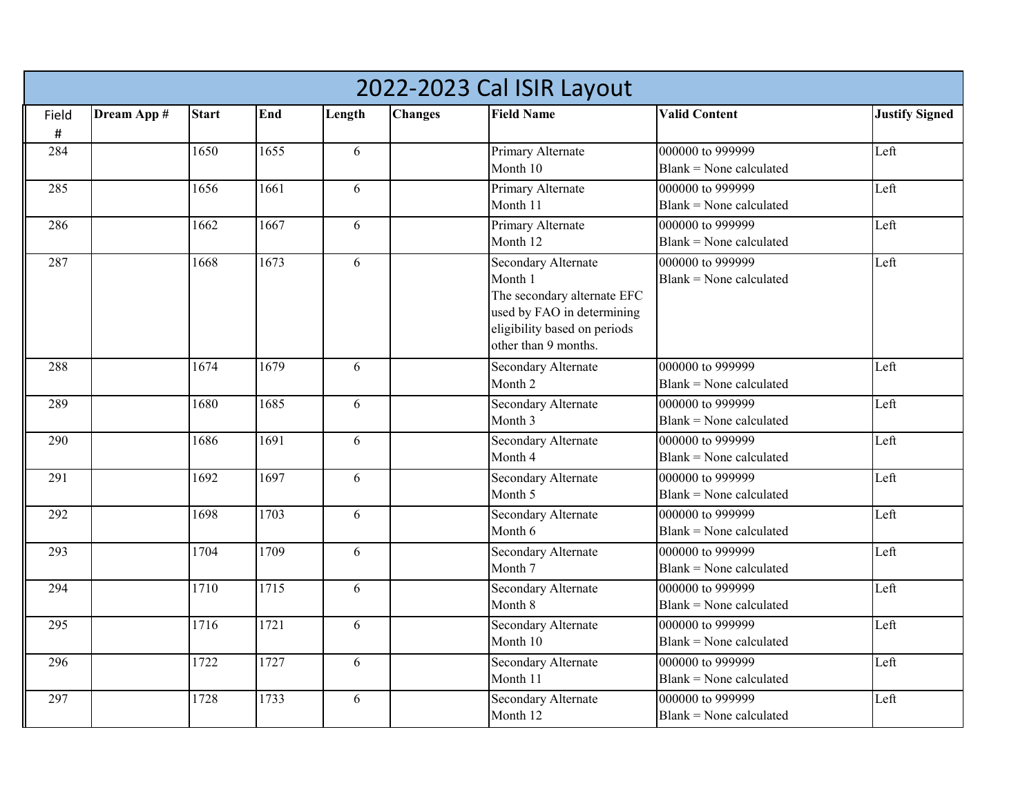# 2022-2023 Cal ISIR Layout

| Field # | Dream App # | Start | End | Length | Changes | Field Name | Valid Content | Justify Signed |
|---|---|---|---|---|---|---|---|---|
| 284 | | 1650 | 1655 | 6 | | Primary Alternate Month 10 | 000000 to 999999<br>Blank = None calculated | Left |
| 285 | | 1656 | 1661 | 6 | | Primary Alternate Month 11 | 000000 to 999999<br>Blank = None calculated | Left |
| 286 | | 1662 | 1667 | 6 | | Primary Alternate Month 12 | 000000 to 999999<br>Blank = None calculated | Left |
| 287 | | 1668 | 1673 | 6 | | Secondary Alternate Month 1<br>The secondary alternate EFC used by FAO in determining eligibility based on periods other than 9 months. | 000000 to 999999<br>Blank = None calculated | Left |
| 288 | | 1674 | 1679 | 6 | | Secondary Alternate Month 2 | 000000 to 999999<br>Blank = None calculated | Left |
| 289 | | 1680 | 1685 | 6 | | Secondary Alternate Month 3 | 000000 to 999999<br>Blank = None calculated | Left |
| 290 | | 1686 | 1691 | 6 | | Secondary Alternate Month 4 | 000000 to 999999<br>Blank = None calculated | Left |
| 291 | | 1692 | 1697 | 6 | | Secondary Alternate Month 5 | 000000 to 999999<br>Blank = None calculated | Left |
| 292 | | 1698 | 1703 | 6 | | Secondary Alternate Month 6 | 000000 to 999999<br>Blank = None calculated | Left |
| 293 | | 1704 | 1709 | 6 | | Secondary Alternate Month 7 | 000000 to 999999<br>Blank = None calculated | Left |
| 294 | | 1710 | 1715 | 6 | | Secondary Alternate Month 8 | 000000 to 999999<br>Blank = None calculated | Left |
| 295 | | 1716 | 1721 | 6 | | Secondary Alternate Month 10 | 000000 to 999999<br>Blank = None calculated | Left |
| 296 | | 1722 | 1727 | 6 | | Secondary Alternate Month 11 | 000000 to 999999<br>Blank = None calculated | Left |
| 297 | | 1728 | 1733 | 6 | | Secondary Alternate Month 12 | 000000 to 999999<br>Blank = None calculated | Left |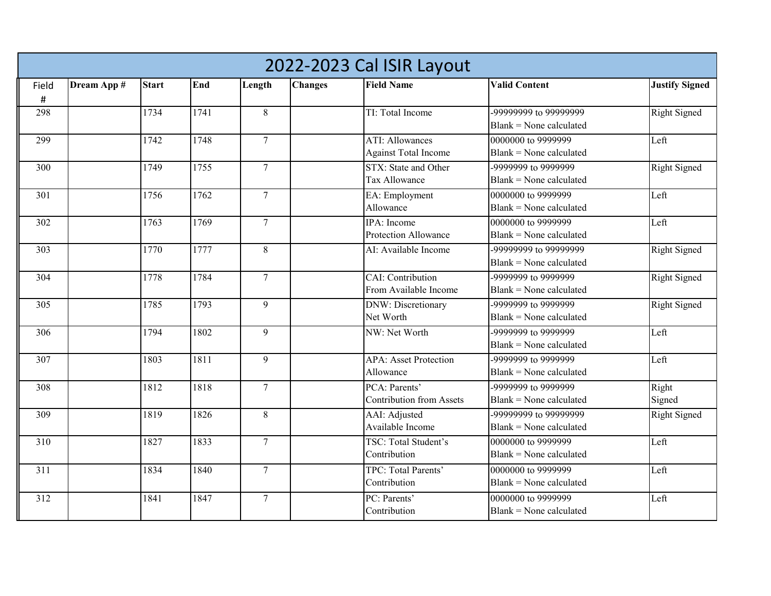# 2022-2023 Cal ISIR Layout

| Field # | Dream App # | Start | End | Length | Changes | Field Name | Valid Content | Justify Signed |
|---|---|---|---|---|---|---|---|---|
| 298 | | 1734 | 1741 | 8 | | TI: Total Income | -99999999 to 99999999<br>Blank = None calculated | Right Signed |
| 299 | | 1742 | 1748 | 7 | | ATI: Allowances Against Total Income | 0000000 to 9999999<br>Blank = None calculated | Left |
| 300 | | 1749 | 1755 | 7 | | STX: State and Other Tax Allowance | -9999999 to 9999999<br>Blank = None calculated | Right Signed |
| 301 | | 1756 | 1762 | 7 | | EA: Employment Allowance | 0000000 to 9999999<br>Blank = None calculated | Left |
| 302 | | 1763 | 1769 | 7 | | IPA: Income Protection Allowance | 0000000 to 9999999<br>Blank = None calculated | Left |
| 303 | | 1770 | 1777 | 8 | | AI: Available Income | -99999999 to 99999999<br>Blank = None calculated | Right Signed |
| 304 | | 1778 | 1784 | 7 | | CAI: Contribution From Available Income | -9999999 to 9999999<br>Blank = None calculated | Right Signed |
| 305 | | 1785 | 1793 | 9 | | DNW: Discretionary Net Worth | -9999999 to 9999999<br>Blank = None calculated | Right Signed |
| 306 | | 1794 | 1802 | 9 | | NW: Net Worth | -9999999 to 9999999<br>Blank = None calculated | Left |
| 307 | | 1803 | 1811 | 9 | | APA: Asset Protection Allowance | -9999999 to 9999999<br>Blank = None calculated | Left |
| 308 | | 1812 | 1818 | 7 | | PCA: Parents' Contribution from Assets | -9999999 to 9999999<br>Blank = None calculated | Right Signed |
| 309 | | 1819 | 1826 | 8 | | AAI: Adjusted Available Income | -99999999 to 99999999<br>Blank = None calculated | Right Signed |
| 310 | | 1827 | 1833 | 7 | | TSC: Total Student's Contribution | 0000000 to 9999999<br>Blank = None calculated | Left |
| 311 | | 1834 | 1840 | 7 | | TPC: Total Parents' Contribution | 0000000 to 9999999<br>Blank = None calculated | Left |
| 312 | | 1841 | 1847 | 7 | | PC: Parents' Contribution | 0000000 to 9999999<br>Blank = None calculated | Left |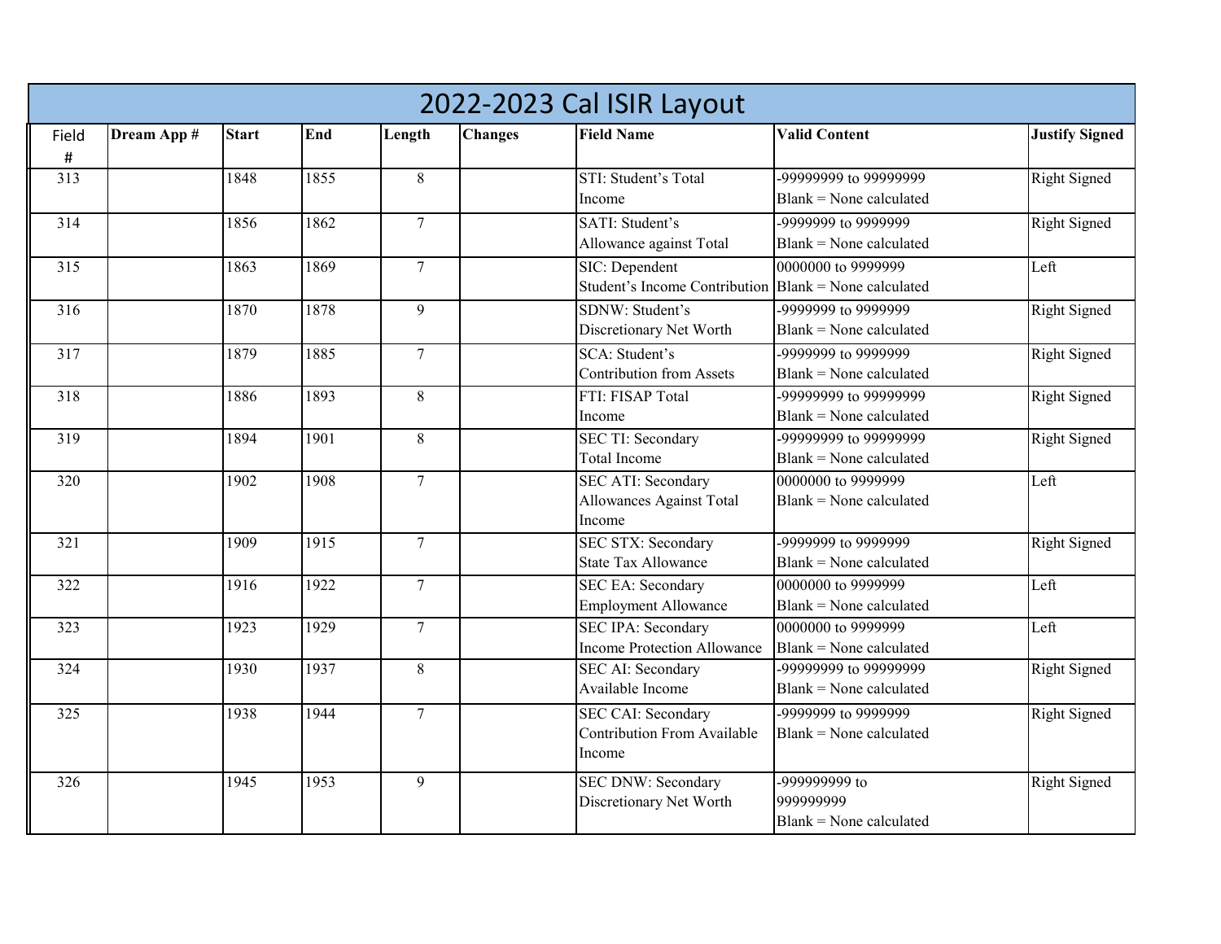# 2022-2023 Cal ISIR Layout

| Field # | Dream App # | Start | End | Length | Changes | Field Name | Valid Content | Justify Signed |
|---|---|---|---|---|---|---|---|---|
| 313 | | 1848 | 1855 | 8 | | STI: Student's Total Income | -99999999 to 99999999<br>Blank = None calculated | Right Signed |
| 314 | | 1856 | 1862 | 7 | | SATI: Student's Allowance against Total | -9999999 to 9999999<br>Blank = None calculated | Right Signed |
| 315 | | 1863 | 1869 | 7 | | SIC: Dependent Student's Income Contribution | 0000000 to 9999999<br>Blank = None calculated | Left |
| 316 | | 1870 | 1878 | 9 | | SDNW: Student's Discretionary Net Worth | -9999999 to 9999999<br>Blank = None calculated | Right Signed |
| 317 | | 1879 | 1885 | 7 | | SCA: Student's Contribution from Assets | -9999999 to 9999999<br>Blank = None calculated | Right Signed |
| 318 | | 1886 | 1893 | 8 | | FTI: FISAP Total Income | -99999999 to 99999999<br>Blank = None calculated | Right Signed |
| 319 | | 1894 | 1901 | 8 | | SEC TI: Secondary Total Income | -99999999 to 99999999<br>Blank = None calculated | Right Signed |
| 320 | | 1902 | 1908 | 7 | | SEC ATI: Secondary Allowances Against Total Income | 0000000 to 9999999<br>Blank = None calculated | Left |
| 321 | | 1909 | 1915 | 7 | | SEC STX: Secondary State Tax Allowance | -9999999 to 9999999<br>Blank = None calculated | Right Signed |
| 322 | | 1916 | 1922 | 7 | | SEC EA: Secondary Employment Allowance | 0000000 to 9999999<br>Blank = None calculated | Left |
| 323 | | 1923 | 1929 | 7 | | SEC IPA: Secondary Income Protection Allowance | 0000000 to 9999999<br>Blank = None calculated | Left |
| 324 | | 1930 | 1937 | 8 | | SEC AI: Secondary Available Income | -99999999 to 99999999<br>Blank = None calculated | Right Signed |
| 325 | | 1938 | 1944 | 7 | | SEC CAI: Secondary Contribution From Available Income | -9999999 to 9999999<br>Blank = None calculated | Right Signed |
| 326 | | 1945 | 1953 | 9 | | SEC DNW: Secondary Discretionary Net Worth | -999999999 to 999999999<br>Blank = None calculated | Right Signed |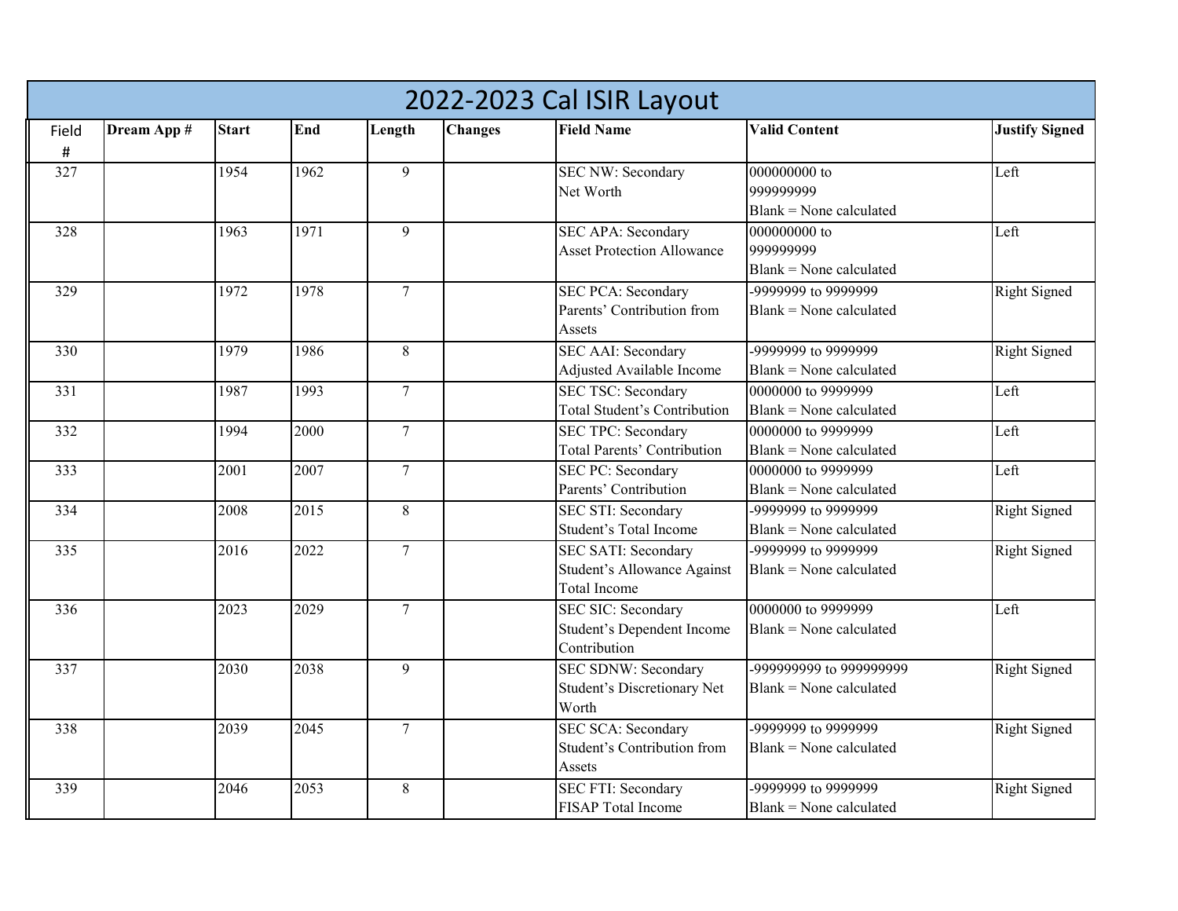# 2022-2023 Cal ISIR Layout

| Field # | Dream App # | Start | End | Length | Changes | Field Name | Valid Content | Justify Signed |
|---|---|---|---|---|---|---|---|---|
| 327 | | 1954 | 1962 | 9 | | SEC NW: Secondary Net Worth | 000000000 to 999999999 Blank = None calculated | Left |
| 328 | | 1963 | 1971 | 9 | | SEC APA: Secondary Asset Protection Allowance | 000000000 to 999999999 Blank = None calculated | Left |
| 329 | | 1972 | 1978 | 7 | | SEC PCA: Secondary Parents' Contribution from Assets | -9999999 to 9999999 Blank = None calculated | Right Signed |
| 330 | | 1979 | 1986 | 8 | | SEC AAI: Secondary Adjusted Available Income | -9999999 to 9999999 Blank = None calculated | Right Signed |
| 331 | | 1987 | 1993 | 7 | | SEC TSC: Secondary Total Student's Contribution | 0000000 to 9999999 Blank = None calculated | Left |
| 332 | | 1994 | 2000 | 7 | | SEC TPC: Secondary Total Parents' Contribution | 0000000 to 9999999 Blank = None calculated | Left |
| 333 | | 2001 | 2007 | 7 | | SEC PC: Secondary Parents' Contribution | 0000000 to 9999999 Blank = None calculated | Left |
| 334 | | 2008 | 2015 | 8 | | SEC STI: Secondary Student's Total Income | -9999999 to 9999999 Blank = None calculated | Right Signed |
| 335 | | 2016 | 2022 | 7 | | SEC SATI: Secondary Student's Allowance Against Total Income | -9999999 to 9999999 Blank = None calculated | Right Signed |
| 336 | | 2023 | 2029 | 7 | | SEC SIC: Secondary Student's Dependent Income Contribution | 0000000 to 9999999 Blank = None calculated | Left |
| 337 | | 2030 | 2038 | 9 | | SEC SDNW: Secondary Student's Discretionary Net Worth | -999999999 to 999999999 Blank = None calculated | Right Signed |
| 338 | | 2039 | 2045 | 7 | | SEC SCA: Secondary Student's Contribution from Assets | -9999999 to 9999999 Blank = None calculated | Right Signed |
| 339 | | 2046 | 2053 | 8 | | SEC FTI: Secondary FISAP Total Income | -9999999 to 9999999 Blank = None calculated | Right Signed |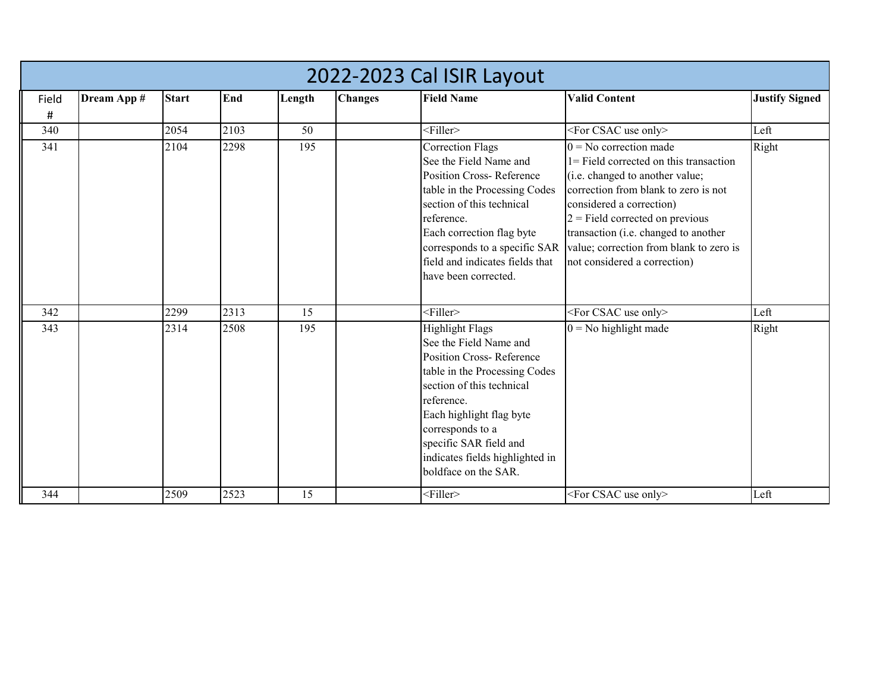# 2022-2023 Cal ISIR Layout

| Field # | Dream App # | Start | End | Length | Changes | Field Name | Valid Content | Justify Signed |
|---|---|---|---|---|---|---|---|---|
| 340 | | 2054 | 2103 | 50 | | <Filler> | <For CSAC use only> | Left |
| 341 | | 2104 | 2298 | 195 | | Correction Flags<br>See the Field Name and Position Cross- Reference table in the Processing Codes section of this technical reference.<br>Each correction flag byte corresponds to a specific SAR field and indicates fields that have been corrected. | 0 = No correction made<br>1= Field corrected on this transaction (i.e. changed to another value; correction from blank to zero is not considered a correction)<br>2 = Field corrected on previous transaction (i.e. changed to another value; correction from blank to zero is not considered a correction) | Right |
| 342 | | 2299 | 2313 | 15 | | <Filler> | <For CSAC use only> | Left |
| 343 | | 2314 | 2508 | 195 | | Highlight Flags<br>See the Field Name and Position Cross- Reference table in the Processing Codes section of this technical reference.<br>Each highlight flag byte corresponds to a specific SAR field and indicates fields highlighted in boldface on the SAR. | 0 = No highlight made | Right |
| 344 | | 2509 | 2523 | 15 | | <Filler> | <For CSAC use only> | Left |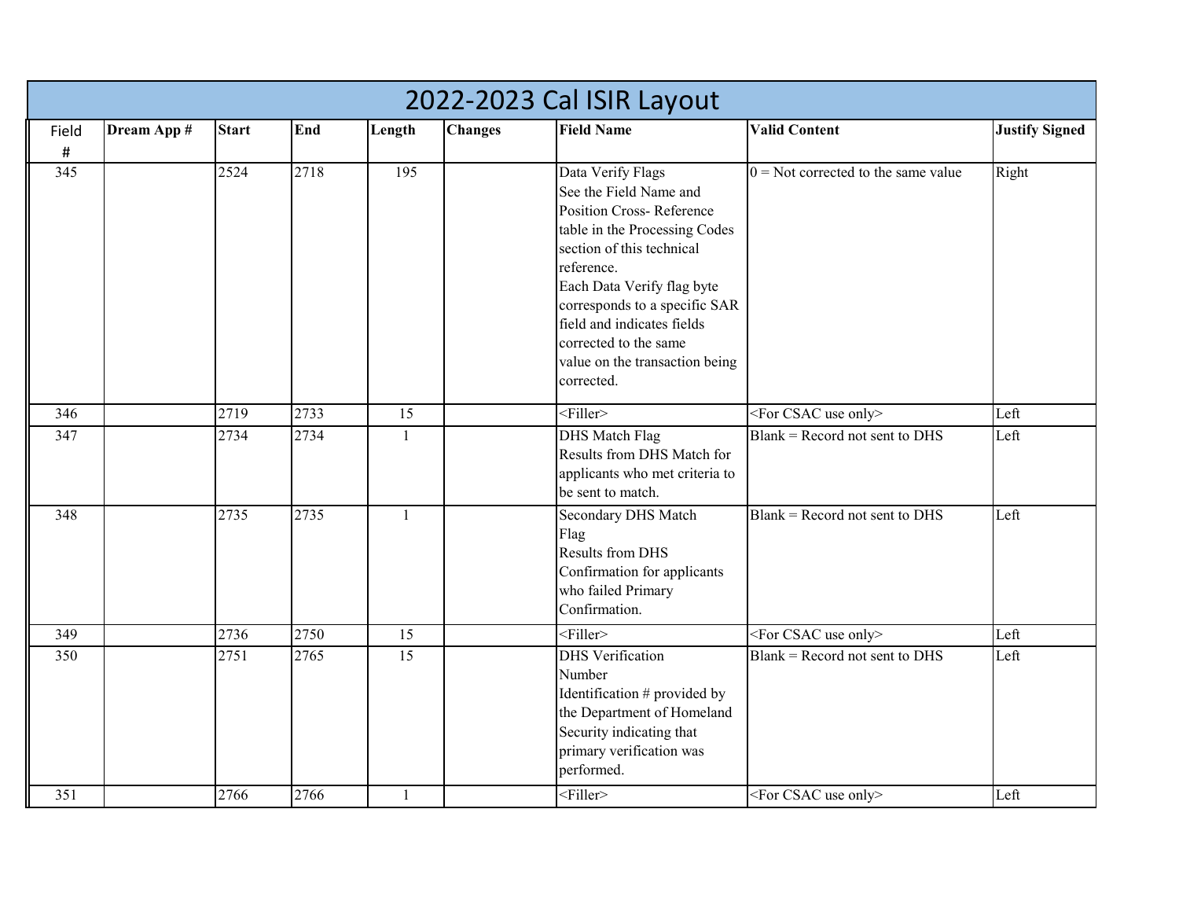# 2022-2023 Cal ISIR Layout

| Field # | Dream App # | Start | End | Length | Changes | Field Name | Valid Content | Justify Signed |
|---|---|---|---|---|---|---|---|---|
| 345 | | 2524 | 2718 | 195 | | Data Verify Flags<br>See the Field Name and Position Cross- Reference table in the Processing Codes section of this technical reference.<br>Each Data Verify flag byte corresponds to a specific SAR field and indicates fields corrected to the same value on the transaction being corrected. | 0 = Not corrected to the same value | Right |
| 346 | | 2719 | 2733 | 15 | | <Filler> | <For CSAC use only> | Left |
| 347 | | 2734 | 2734 | 1 | | DHS Match Flag<br>Results from DHS Match for applicants who met criteria to be sent to match. | Blank = Record not sent to DHS | Left |
| 348 | | 2735 | 2735 | 1 | | Secondary DHS Match Flag<br>Results from DHS Confirmation for applicants who failed Primary Confirmation. | Blank = Record not sent to DHS | Left |
| 349 | | 2736 | 2750 | 15 | | <Filler> | <For CSAC use only> | Left |
| 350 | | 2751 | 2765 | 15 | | DHS Verification Number<br>Identification # provided by the Department of Homeland Security indicating that primary verification was performed. | Blank = Record not sent to DHS | Left |
| 351 | | 2766 | 2766 | 1 | | <Filler> | <For CSAC use only> | Left |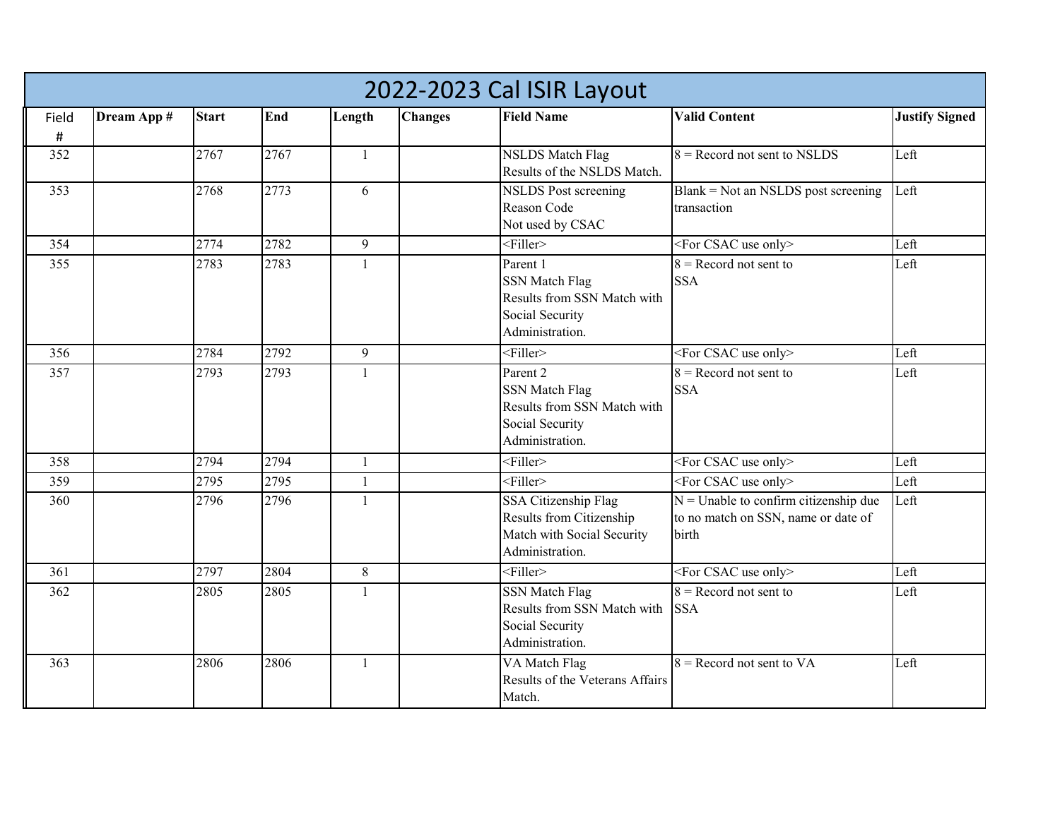# 2022-2023 Cal ISIR Layout

| Field # | Dream App # | Start | End | Length | Changes | Field Name | Valid Content | Justify Signed |
|---|---|---|---|---|---|---|---|---|
| 352 | | 2767 | 2767 | 1 | | NSLDS Match Flag Results of the NSLDS Match. | 8 = Record not sent to NSLDS | Left |
| 353 | | 2768 | 2773 | 6 | | NSLDS Post screening Reason Code Not used by CSAC | Blank = Not an NSLDS post screening transaction | Left |
| 354 | | 2774 | 2782 | 9 | | <Filler> | <For CSAC use only> | Left |
| 355 | | 2783 | 2783 | 1 | | Parent 1 SSN Match Flag Results from SSN Match with Social Security Administration. | 8 = Record not sent to SSA | Left |
| 356 | | 2784 | 2792 | 9 | | <Filler> | <For CSAC use only> | Left |
| 357 | | 2793 | 2793 | 1 | | Parent 2 SSN Match Flag Results from SSN Match with Social Security Administration. | 8 = Record not sent to SSA | Left |
| 358 | | 2794 | 2794 | 1 | | <Filler> | <For CSAC use only> | Left |
| 359 | | 2795 | 2795 | 1 | | <Filler> | <For CSAC use only> | Left |
| 360 | | 2796 | 2796 | 1 | | SSA Citizenship Flag Results from Citizenship Match with Social Security Administration. | N = Unable to confirm citizenship due to no match on SSN, name or date of birth | Left |
| 361 | | 2797 | 2804 | 8 | | <Filler> | <For CSAC use only> | Left |
| 362 | | 2805 | 2805 | 1 | | SSN Match Flag Results from SSN Match with Social Security Administration. | 8 = Record not sent to SSA | Left |
| 363 | | 2806 | 2806 | 1 | | VA Match Flag Results of the Veterans Affairs Match. | 8 = Record not sent to VA | Left |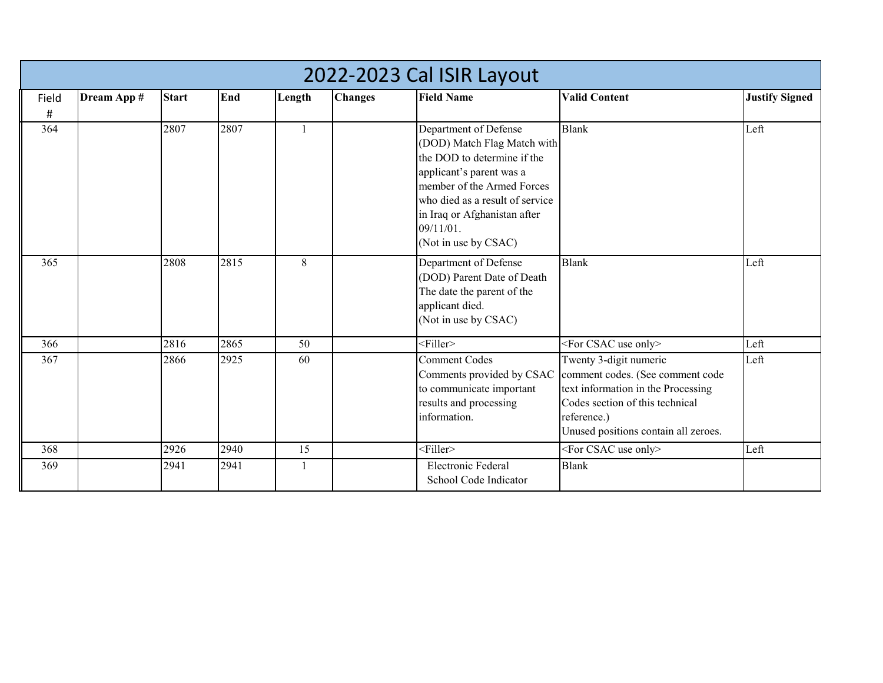# 2022-2023 Cal ISIR Layout

| Field # | Dream App # | Start | End | Length | Changes | Field Name | Valid Content | Justify Signed |
|---|---|---|---|---|---|---|---|---|
| 364 | | 2807 | 2807 | 1 | | Department of Defense (DOD) Match Flag Match with the DOD to determine if the applicant's parent was a member of the Armed Forces who died as a result of service in Iraq or Afghanistan after 09/11/01. (Not in use by CSAC) | Blank | Left |
| 365 | | 2808 | 2815 | 8 | | Department of Defense (DOD) Parent Date of Death The date the parent of the applicant died. (Not in use by CSAC) | Blank | Left |
| 366 | | 2816 | 2865 | 50 | | <Filler> | <For CSAC use only> | Left |
| 367 | | 2866 | 2925 | 60 | | Comment Codes Comments provided by CSAC to communicate important results and processing information. | Twenty 3-digit numeric comment codes. (See comment code text information in the Processing Codes section of this technical reference.) Unused positions contain all zeroes. | Left |
| 368 | | 2926 | 2940 | 15 | | <Filler> | <For CSAC use only> | Left |
| 369 | | 2941 | 2941 | 1 | | Electronic Federal School Code Indicator | Blank | |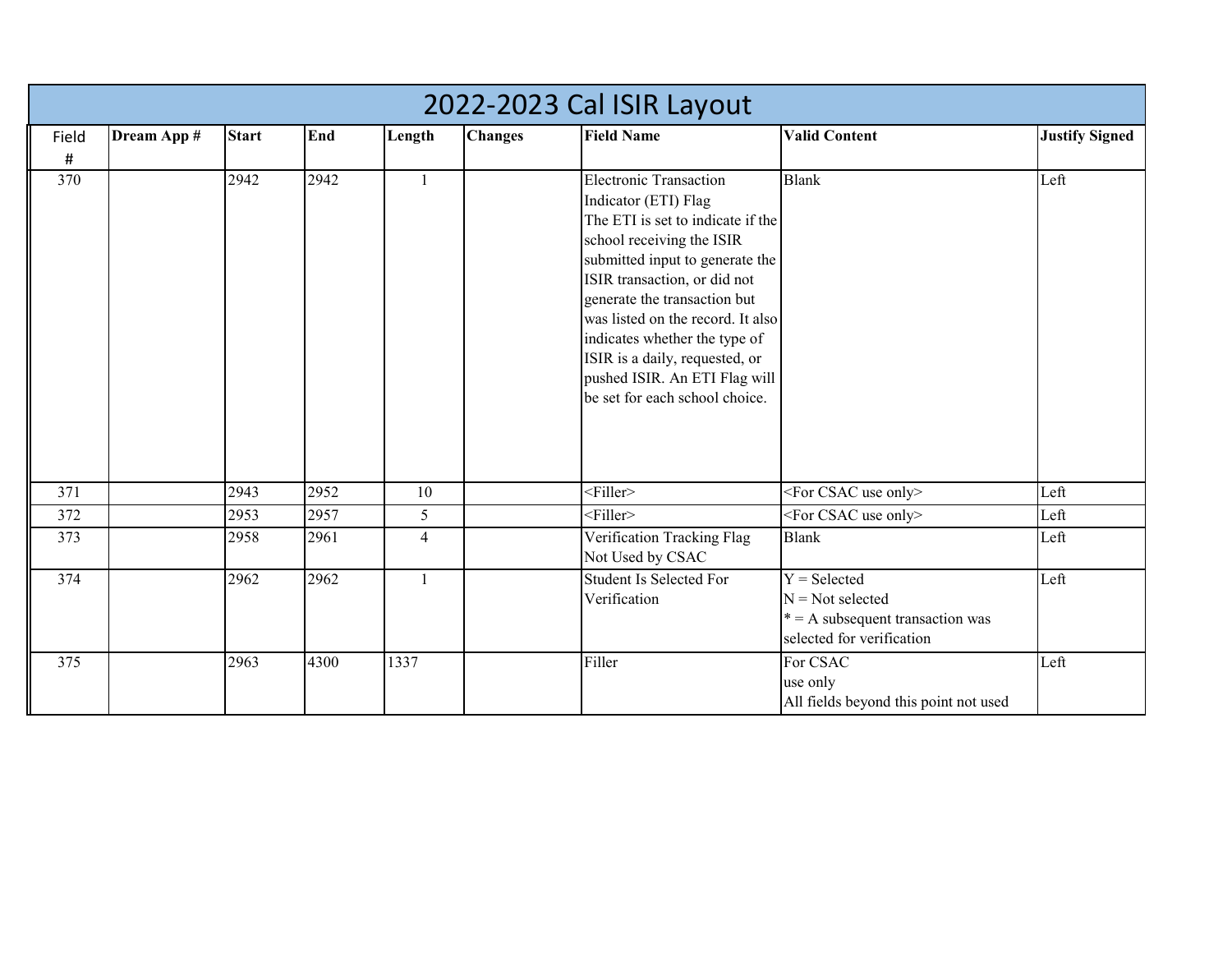# 2022-2023 Cal ISIR Layout

| Field # | Dream App # | Start | End | Length | Changes | Field Name | Valid Content | Justify Signed |
|---|---|---|---|---|---|---|---|---|
| 370 | | 2942 | 2942 | 1 | | Electronic Transaction Indicator (ETI) Flag<br>The ETI is set to indicate if the school receiving the ISIR submitted input to generate the ISIR transaction, or did not generate the transaction but was listed on the record. It also indicates whether the type of ISIR is a daily, requested, or pushed ISIR. An ETI Flag will be set for each school choice. | Blank | Left |
| 371 | | 2943 | 2952 | 10 | | <Filler> | <For CSAC use only> | Left |
| 372 | | 2953 | 2957 | 5 | | <Filler> | <For CSAC use only> | Left |
| 373 | | 2958 | 2961 | 4 | | Verification Tracking Flag Not Used by CSAC | Blank | Left |
| 374 | | 2962 | 2962 | 1 | | Student Is Selected For Verification | Y = Selected<br>N = Not selected<br>* = A subsequent transaction was selected for verification | Left |
| 375 | | 2963 | 4300 | 1337 | | Filler | For CSAC use only<br>All fields beyond this point not used | Left |